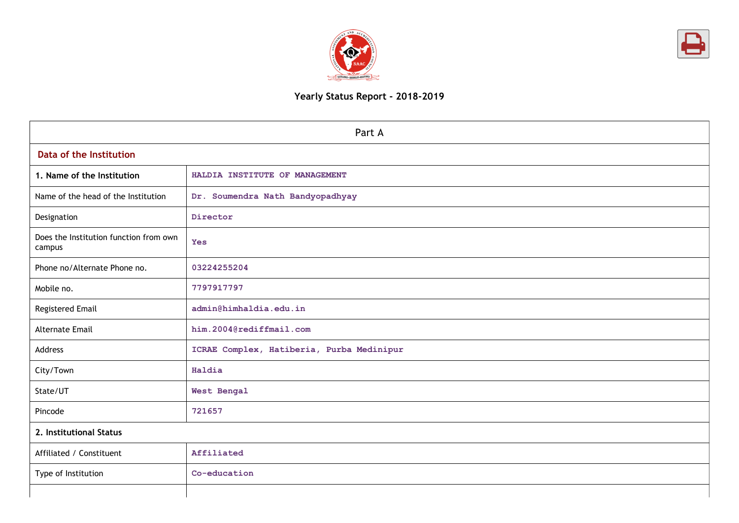# Yearly Status Report - 2018-2019

| Part A | |
|---|---|
| **Data of the Institution** | |
| **1. Name of the Institution** | **HALDIA INSTITUTE OF MANAGEMENT** |
| Name of the head of the Institution | Dr. Soumendra Nath Bandyopadhyay |
| Designation | Director |
| Does the Institution function from own campus | Yes |
| Phone no/Alternate Phone no. | 03224255204 |
| Mobile no. | 7797917797 |
| Registered Email | admin@himhaldia.edu.in |
| Alternate Email | him.2004@rediffmail.com |
| Address | ICRAE Complex, Hatiberia, Purba Medinipur |
| City/Town | Haldia |
| State/UT | West Bengal |
| Pincode | 721657 |
| **2. Institutional Status** | |
| Affiliated / Constituent | Affiliated |
| Type of Institution | Co-education |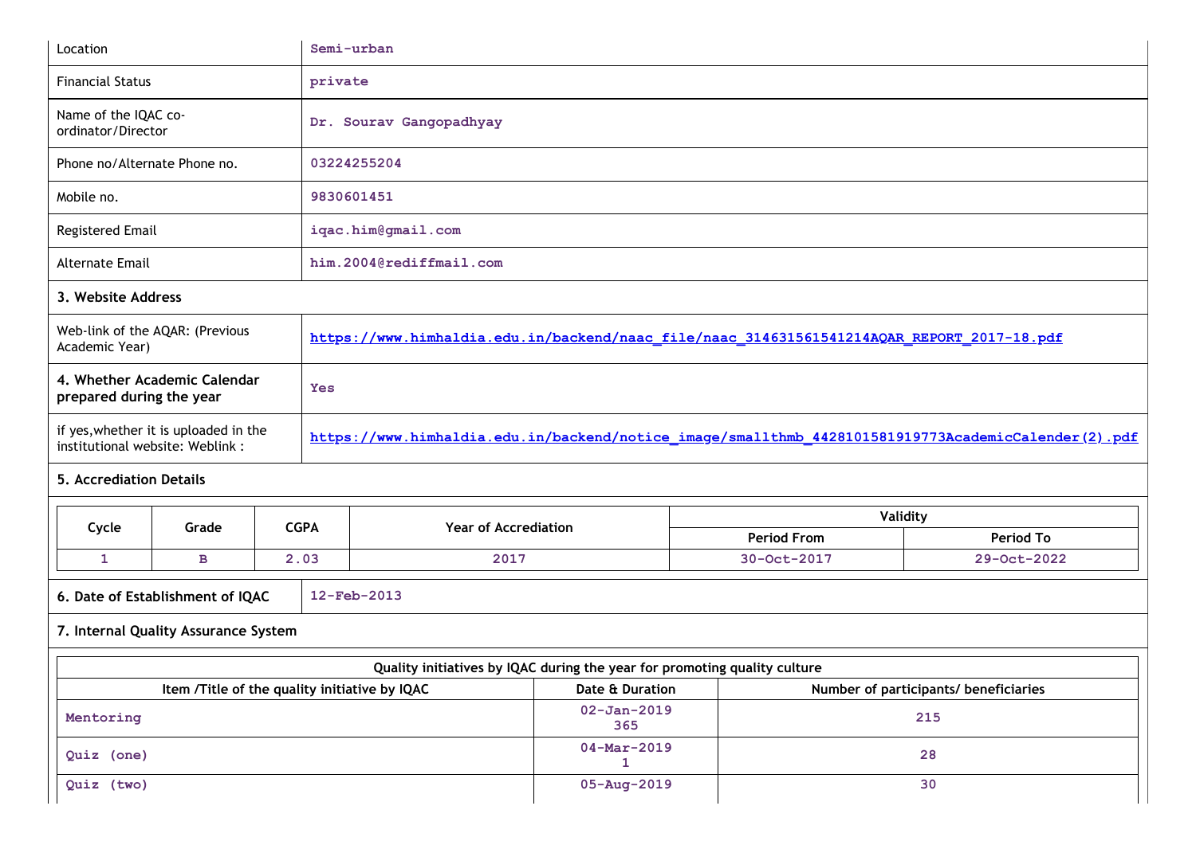| | |
|---|---|
| Location | Semi-urban |
| Financial Status | private |
| Name of the IQAC co-ordinator/Director | Dr. Sourav Gangopadhyay |
| Phone no/Alternate Phone no. | 03224255204 |
| Mobile no. | 9830601451 |
| Registered Email | iqac.him@gmail.com |
| Alternate Email | him.2004@rediffmail.com |

**3. Website Address**

| | |
|---|---|
| Web-link of the AQAR: (Previous Academic Year) | https://www.himhaldia.edu.in/backend/naac_file/naac_314631561541214AQAR_REPORT_2017-18.pdf |
| **4. Whether Academic Calendar prepared during the year** | Yes |
| if yes,whether it is uploaded in the institutional website: Weblink : | https://www.himhaldia.edu.in/backend/notice_image/smallthmb_4428101581919773AcademicCalender(2).pdf |

**5. Accrediation Details**

| Cycle | Grade | CGPA | Year of Accrediation | Validity | |
|---|---|---|---|---|---|
| | | | | Period From | Period To |
| 1 | B | 2.03 | 2017 | 30-Oct-2017 | 29-Oct-2022 |

| | |
|---|---|
| **6. Date of Establishment of IQAC** | 12-Feb-2013 |

**7. Internal Quality Assurance System**

| Quality initiatives by IQAC during the year for promoting quality culture | | |
|---|---|---|
| Item /Title of the quality initiative by IQAC | Date & Duration | Number of participants/ beneficiaries |
| Mentoring | 02-Jan-2019 365 | 215 |
| Quiz (one) | 04-Mar-2019 1 | 28 |
| Quiz (two) | 05-Aug-2019 | 30 |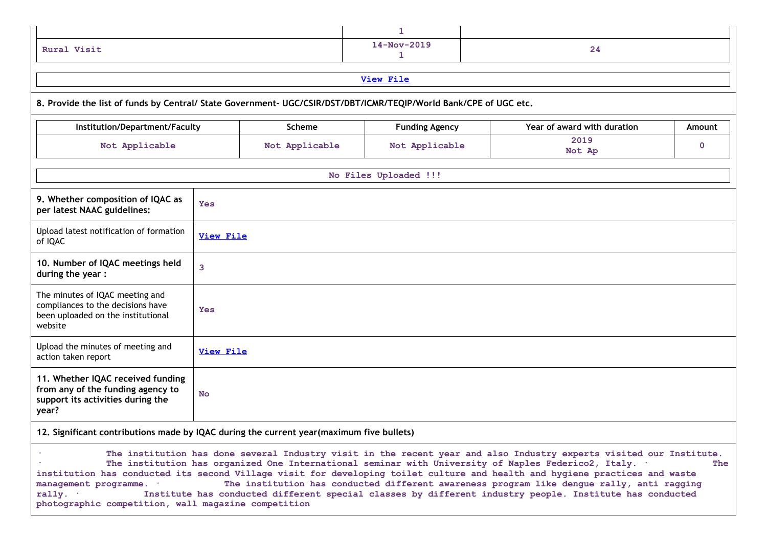| | | |
|---|---|---|
| | 1 | |
| Rural Visit | 14-Nov-2019<br>1 | 24 |

[View File]

**8. Provide the list of funds by Central/ State Government- UGC/CSIR/DST/DBT/ICMR/TEQIP/World Bank/CPE of UGC etc.**

| Institution/Department/Faculty | Scheme | Funding Agency | Year of award with duration | Amount |
|---|---|---|---|---|
| Not Applicable | Not Applicable | Not Applicable | 2019<br>Not Ap | 0 |

No Files Uploaded !!!

| | |
|---|---|
| **9. Whether composition of IQAC as per latest NAAC guidelines:** | Yes |
| Upload latest notification of formation of IQAC | [View File] |
| **10. Number of IQAC meetings held during the year :** | 3 |
| The minutes of IQAC meeting and compliances to the decisions have been uploaded on the institutional website | Yes |
| Upload the minutes of meeting and action taken report | [View File] |
| **11. Whether IQAC received funding from any of the funding agency to support its activities during the year?** | No |

**12. Significant contributions made by IQAC during the current year(maximum five bullets)**

· The institution has done several Industry visit in the recent year and also Industry experts visited our Institute. · The institution has organized One International seminar with University of Naples Federico2, Italy. · The institution has conducted its second Village visit for developing toilet culture and health and hygiene practices and waste management programme. · The institution has conducted different awareness program like dengue rally, anti ragging rally. · Institute has conducted different special classes by different industry people. Institute has conducted photographic competition, wall magazine competition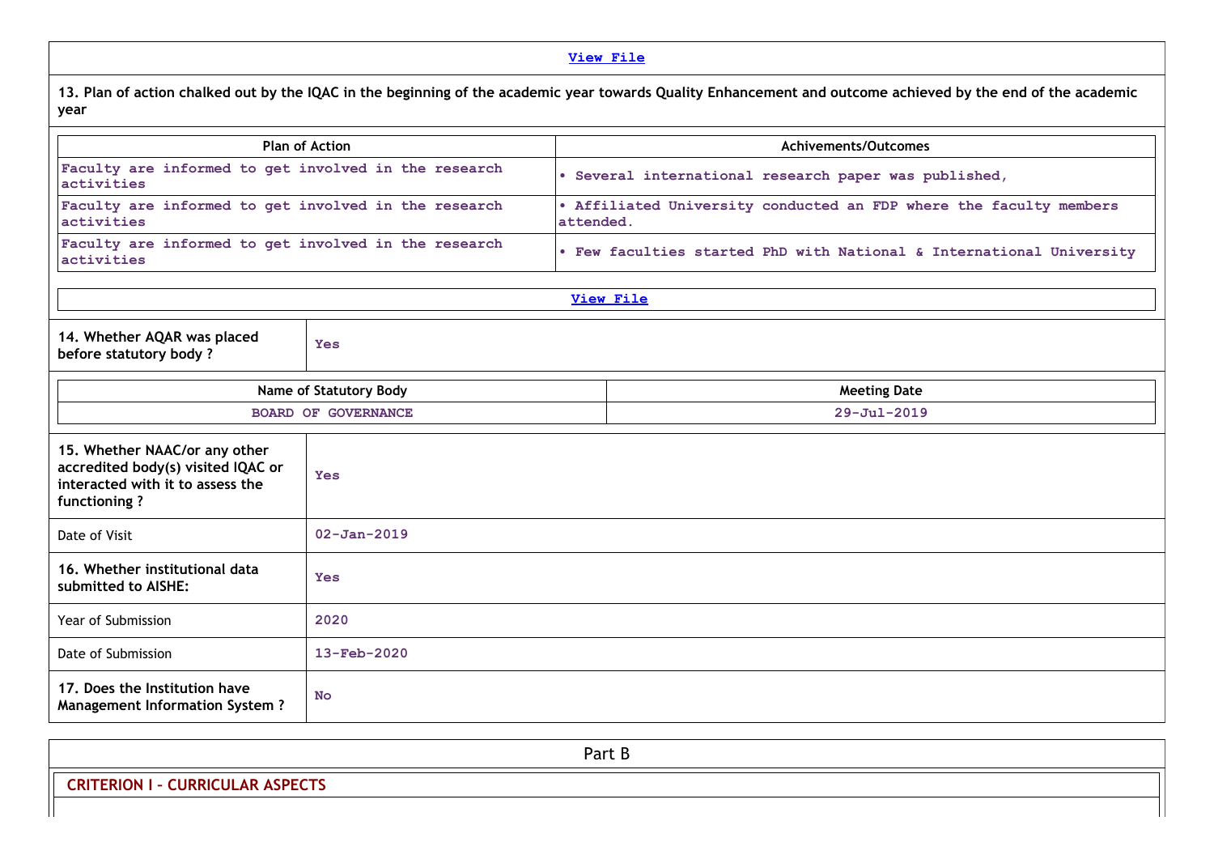View File

**13. Plan of action chalked out by the IQAC in the beginning of the academic year towards Quality Enhancement and outcome achieved by the end of the academic year**

| Plan of Action | Achivements/Outcomes |
| --- | --- |
| Faculty are informed to get involved in the research activities | • Several international research paper was published, |
| Faculty are informed to get involved in the research activities | • Affiliated University conducted an FDP where the faculty members attended. |
| Faculty are informed to get involved in the research activities | • Few faculties started PhD with National & International University |

View File

| **14. Whether AQAR was placed before statutory body ?** | Yes |
| --- | --- |

| Name of Statutory Body | Meeting Date |
| --- | --- |
| BOARD OF GOVERNANCE | 29-Jul-2019 |

| **15. Whether NAAC/or any other accredited body(s) visited IQAC or interacted with it to assess the functioning ?** | Yes |
| --- | --- |
| Date of Visit | 02-Jan-2019 |
| **16. Whether institutional data submitted to AISHE:** | Yes |
| Year of Submission | 2020 |
| Date of Submission | 13-Feb-2020 |
| **17. Does the Institution have Management Information System ?** | No |

## Part B

### CRITERION I – CURRICULAR ASPECTS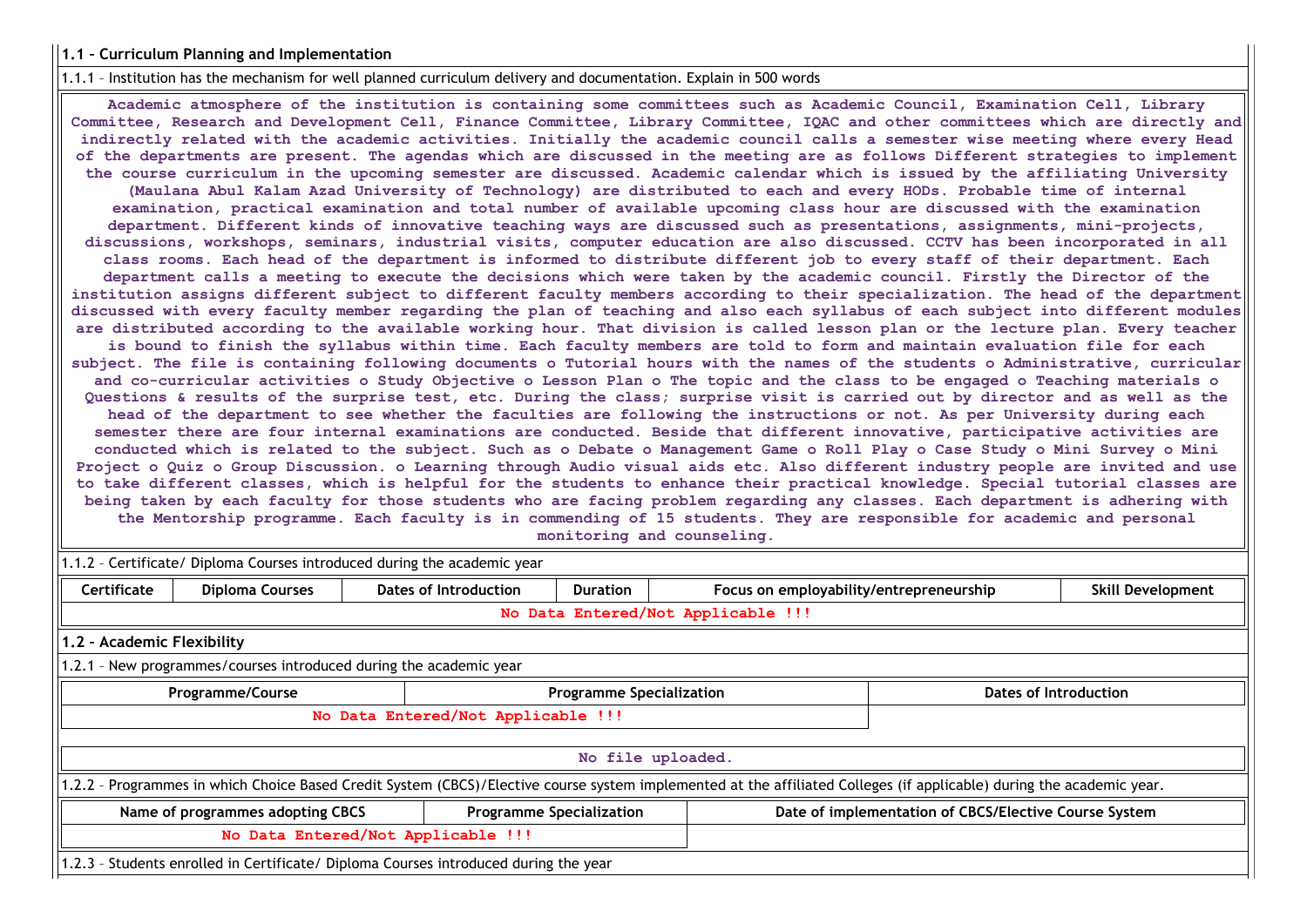**1.1 – Curriculum Planning and Implementation**

1.1.1 – Institution has the mechanism for well planned curriculum delivery and documentation. Explain in 500 words

Academic atmosphere of the institution is containing some committees such as Academic Council, Examination Cell, Library Committee, Research and Development Cell, Finance Committee, Library Committee, IQAC and other committees which are directly and indirectly related with the academic activities. Initially the academic council calls a semester wise meeting where every Head of the departments are present. The agendas which are discussed in the meeting are as follows Different strategies to implement the course curriculum in the upcoming semester are discussed. Academic calendar which is issued by the affiliating University (Maulana Abul Kalam Azad University of Technology) are distributed to each and every HODs. Probable time of internal examination, practical examination and total number of available upcoming class hour are discussed with the examination department. Different kinds of innovative teaching ways are discussed such as presentations, assignments, mini-projects, discussions, workshops, seminars, industrial visits, computer education are also discussed. CCTV has been incorporated in all class rooms. Each head of the department is informed to distribute different job to every staff of their department. Each department calls a meeting to execute the decisions which were taken by the academic council. Firstly the Director of the institution assigns different subject to different faculty members according to their specialization. The head of the department discussed with every faculty member regarding the plan of teaching and also each syllabus of each subject into different modules are distributed according to the available working hour. That division is called lesson plan or the lecture plan. Every teacher is bound to finish the syllabus within time. Each faculty members are told to form and maintain evaluation file for each subject. The file is containing following documents o Tutorial hours with the names of the students o Administrative, curricular and co-curricular activities o Study Objective o Lesson Plan o The topic and the class to be engaged o Teaching materials o Questions & results of the surprise test, etc. During the class; surprise visit is carried out by director and as well as the head of the department to see whether the faculties are following the instructions or not. As per University during each semester there are four internal examinations are conducted. Beside that different innovative, participative activities are conducted which is related to the subject. Such as o Debate o Management Game o Roll Play o Case Study o Mini Survey o Mini Project o Quiz o Group Discussion. o Learning through Audio visual aids etc. Also different industry people are invited and use to take different classes, which is helpful for the students to enhance their practical knowledge. Special tutorial classes are being taken by each faculty for those students who are facing problem regarding any classes. Each department is adhering with the Mentorship programme. Each faculty is in commending of 15 students. They are responsible for academic and personal monitoring and counseling.

1.1.2 – Certificate/ Diploma Courses introduced during the academic year

| Certificate | Diploma Courses | Dates of Introduction | Duration | Focus on employability/entrepreneurship | Skill Development |
|---|---|---|---|---|---|
| No Data Entered/Not Applicable !!! | | | | | |

**1.2 – Academic Flexibility**

1.2.1 – New programmes/courses introduced during the academic year

| Programme/Course | Programme Specialization | Dates of Introduction |
|---|---|---|
| No Data Entered/Not Applicable !!! | | |

No file uploaded.

1.2.2 – Programmes in which Choice Based Credit System (CBCS)/Elective course system implemented at the affiliated Colleges (if applicable) during the academic year.

| Name of programmes adopting CBCS | Programme Specialization | Date of implementation of CBCS/Elective Course System |
|---|---|---|
| No Data Entered/Not Applicable !!! | | |

1.2.3 – Students enrolled in Certificate/ Diploma Courses introduced during the year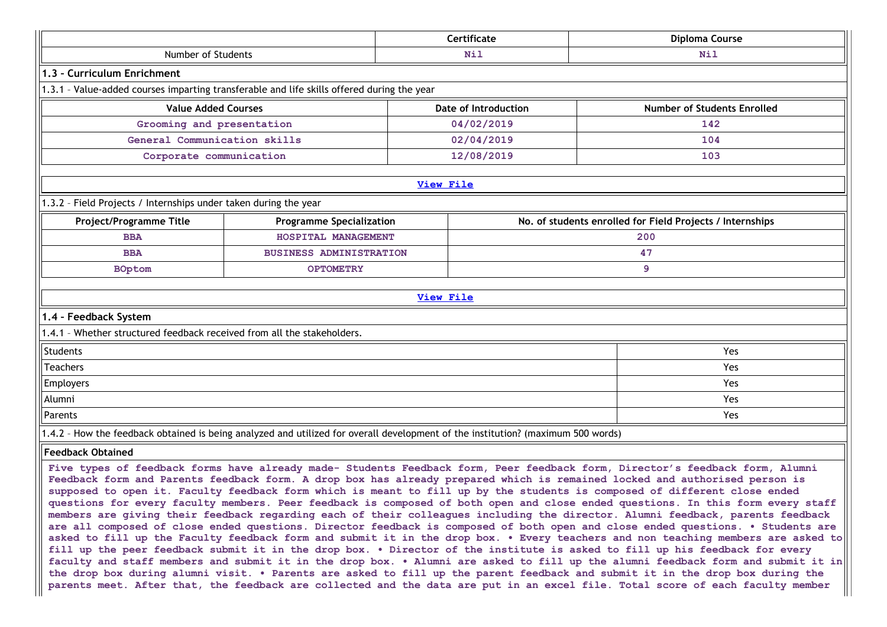| | Certificate | Diploma Course |
|---|---|---|
| Number of Students | Nil | Nil |

## 1.3 – Curriculum Enrichment

1.3.1 – Value-added courses imparting transferable and life skills offered during the year

| Value Added Courses | Date of Introduction | Number of Students Enrolled |
|---|---|---|
| Grooming and presentation | 04/02/2019 | 142 |
| General Communication skills | 02/04/2019 | 104 |
| Corporate communication | 12/08/2019 | 103 |

View File

1.3.2 – Field Projects / Internships under taken during the year

| Project/Programme Title | Programme Specialization | No. of students enrolled for Field Projects / Internships |
|---|---|---|
| BBA | HOSPITAL MANAGEMENT | 200 |
| BBA | BUSINESS ADMINISTRATION | 47 |
| BOptom | OPTOMETRY | 9 |

View File

## 1.4 – Feedback System

1.4.1 – Whether structured feedback received from all the stakeholders.

| | |
|---|---|
| Students | Yes |
| Teachers | Yes |
| Employers | Yes |
| Alumni | Yes |
| Parents | Yes |

1.4.2 – How the feedback obtained is being analyzed and utilized for overall development of the institution? (maximum 500 words)

**Feedback Obtained**

Five types of feedback forms have already made- Students Feedback form, Peer feedback form, Director's feedback form, Alumni Feedback form and Parents feedback form. A drop box has already prepared which is remained locked and authorised person is supposed to open it. Faculty feedback form which is meant to fill up by the students is composed of different close ended questions for every faculty members. Peer feedback is composed of both open and close ended questions. In this form every staff members are giving their feedback regarding each of their colleagues including the director. Alumni feedback, parents feedback are all composed of close ended questions. Director feedback is composed of both open and close ended questions. • Students are asked to fill up the Faculty feedback form and submit it in the drop box. • Every teachers and non teaching members are asked to fill up the peer feedback submit it in the drop box. • Director of the institute is asked to fill up his feedback for every faculty and staff members and submit it in the drop box. • Alumni are asked to fill up the alumni feedback form and submit it in the drop box during alumni visit. • Parents are asked to fill up the parent feedback and submit it in the drop box during the parents meet. After that, the feedback are collected and the data are put in an excel file. Total score of each faculty member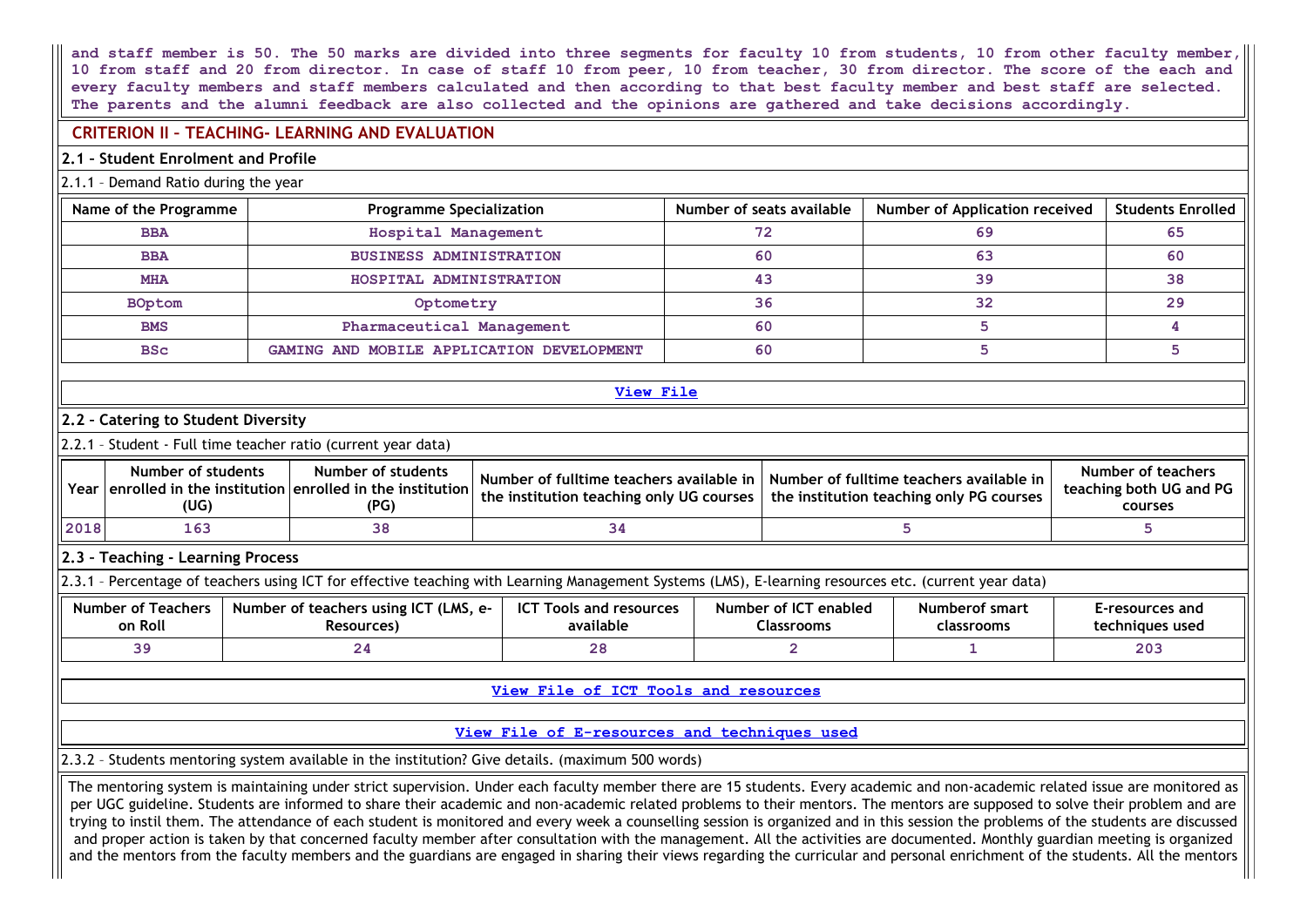and staff member is 50. The 50 marks are divided into three segments for faculty 10 from students, 10 from other faculty member, 10 from staff and 20 from director. In case of staff 10 from peer, 10 from teacher, 30 from director. The score of the each and every faculty members and staff members calculated and then according to that best faculty member and best staff are selected. The parents and the alumni feedback are also collected and the opinions are gathered and take decisions accordingly.

## CRITERION II – TEACHING- LEARNING AND EVALUATION

### 2.1 – Student Enrolment and Profile

2.1.1 – Demand Ratio during the year

| Name of the Programme | Programme Specialization | Number of seats available | Number of Application received | Students Enrolled |
|---|---|---|---|---|
| BBA | Hospital Management | 72 | 69 | 65 |
| BBA | BUSINESS ADMINISTRATION | 60 | 63 | 60 |
| MHA | HOSPITAL ADMINISTRATION | 43 | 39 | 38 |
| BOptom | Optometry | 36 | 32 | 29 |
| BMS | Pharmaceutical Management | 60 | 5 | 4 |
| BSc | GAMING AND MOBILE APPLICATION DEVELOPMENT | 60 | 5 | 5 |

View File

### 2.2 – Catering to Student Diversity

2.2.1 – Student - Full time teacher ratio (current year data)

| Year | Number of students enrolled in the institution (UG) | Number of students enrolled in the institution (PG) | Number of fulltime teachers available in the institution teaching only UG courses | Number of fulltime teachers available in the institution teaching only PG courses | Number of teachers teaching both UG and PG courses |
|---|---|---|---|---|---|
| 2018 | 163 | 38 | 34 | 5 | 5 |

### 2.3 – Teaching - Learning Process

2.3.1 – Percentage of teachers using ICT for effective teaching with Learning Management Systems (LMS), E-learning resources etc. (current year data)

| Number of Teachers on Roll | Number of teachers using ICT (LMS, e-Resources) | ICT Tools and resources available | Number of ICT enabled Classrooms | Numberof smart classrooms | E-resources and techniques used |
|---|---|---|---|---|---|
| 39 | 24 | 28 | 2 | 1 | 203 |

View File of ICT Tools and resources

View File of E-resources and techniques used

2.3.2 – Students mentoring system available in the institution? Give details. (maximum 500 words)

The mentoring system is maintaining under strict supervision. Under each faculty member there are 15 students. Every academic and non-academic related issue are monitored as per UGC guideline. Students are informed to share their academic and non-academic related problems to their mentors. The mentors are supposed to solve their problem and are trying to instil them. The attendance of each student is monitored and every week a counselling session is organized and in this session the problems of the students are discussed and proper action is taken by that concerned faculty member after consultation with the management. All the activities are documented. Monthly guardian meeting is organized and the mentors from the faculty members and the guardians are engaged in sharing their views regarding the curricular and personal enrichment of the students. All the mentors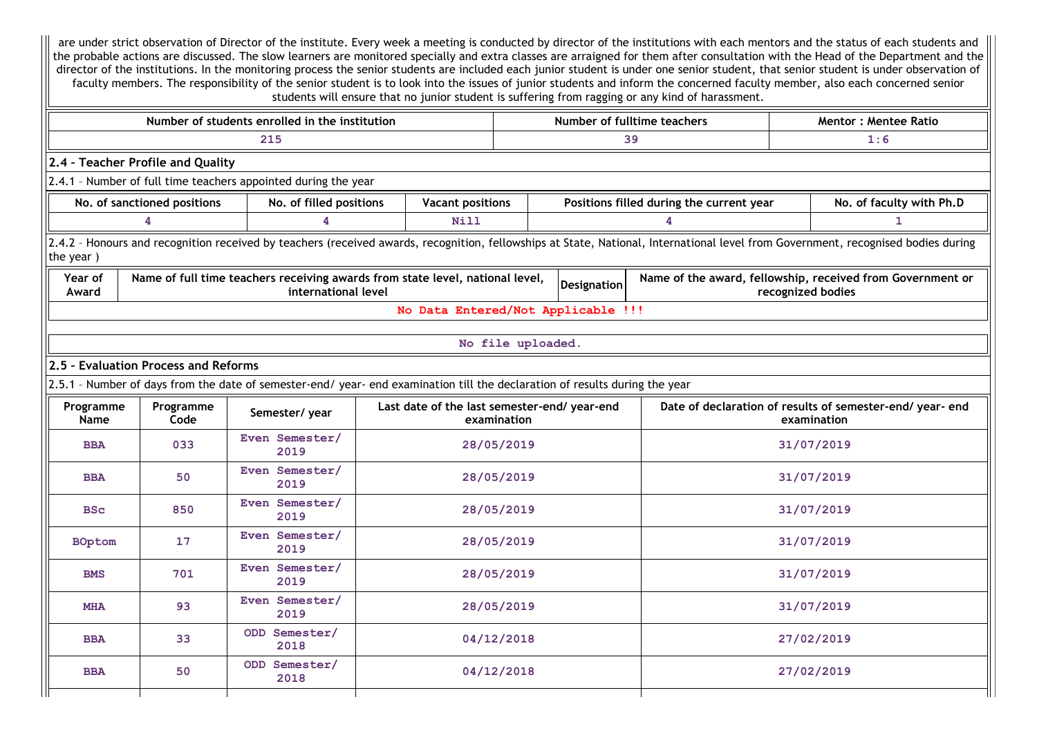are under strict observation of Director of the institute. Every week a meeting is conducted by director of the institutions with each mentors and the status of each students and the probable actions are discussed. The slow learners are monitored specially and extra classes are arraigned for them after consultation with the Head of the Department and the director of the institutions. In the monitoring process the senior students are included each junior student is under one senior student, that senior student is under observation of faculty members. The responsibility of the senior student is to look into the issues of junior students and inform the concerned faculty member, also each concerned senior students will ensure that no junior student is suffering from ragging or any kind of harassment.

| Number of students enrolled in the institution | Number of fulltime teachers | Mentor : Mentee Ratio |
|---|---|---|
| 215 | 39 | 1:6 |

### 2.4 – Teacher Profile and Quality

2.4.1 – Number of full time teachers appointed during the year

| No. of sanctioned positions | No. of filled positions | Vacant positions | Positions filled during the current year | No. of faculty with Ph.D |
|---|---|---|---|---|
| 4 | 4 | Nill | 4 | 1 |

2.4.2 – Honours and recognition received by teachers (received awards, recognition, fellowships at State, National, International level from Government, recognised bodies during the year )

| Year of Award | Name of full time teachers receiving awards from state level, national level, international level | Designation | Name of the award, fellowship, received from Government or recognized bodies |
|---|---|---|---|
| No Data Entered/Not Applicable !!! | | | |

No file uploaded.

### 2.5 – Evaluation Process and Reforms

2.5.1 – Number of days from the date of semester-end/ year- end examination till the declaration of results during the year

| Programme Name | Programme Code | Semester/ year | Last date of the last semester-end/ year-end examination | Date of declaration of results of semester-end/ year- end examination |
|---|---|---|---|---|
| BBA | 033 | Even Semester/ 2019 | 28/05/2019 | 31/07/2019 |
| BBA | 50 | Even Semester/ 2019 | 28/05/2019 | 31/07/2019 |
| BSc | 850 | Even Semester/ 2019 | 28/05/2019 | 31/07/2019 |
| BOptom | 17 | Even Semester/ 2019 | 28/05/2019 | 31/07/2019 |
| BMS | 701 | Even Semester/ 2019 | 28/05/2019 | 31/07/2019 |
| MHA | 93 | Even Semester/ 2019 | 28/05/2019 | 31/07/2019 |
| BBA | 33 | ODD Semester/ 2018 | 04/12/2018 | 27/02/2019 |
| BBA | 50 | ODD Semester/ 2018 | 04/12/2018 | 27/02/2019 |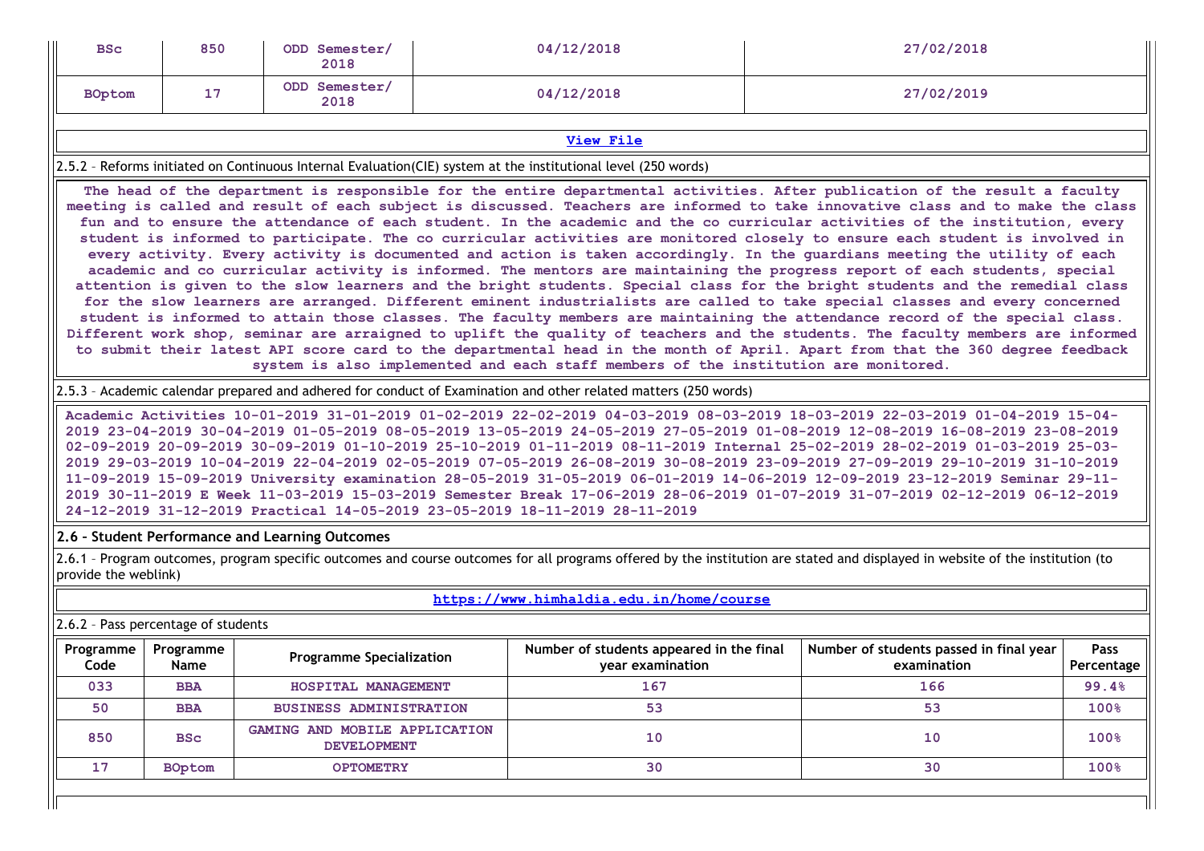| BSc | 850 | ODD Semester/ 2018 | 04/12/2018 | 27/02/2018 |
|---|---|---|---|---|
| BOptom | 17 | ODD Semester/ 2018 | 04/12/2018 | 27/02/2019 |

[View File](#)

2.5.2 – Reforms initiated on Continuous Internal Evaluation(CIE) system at the institutional level (250 words)

The head of the department is responsible for the entire departmental activities. After publication of the result a faculty meeting is called and result of each subject is discussed. Teachers are informed to take innovative class and to make the class fun and to ensure the attendance of each student. In the academic and the co curricular activities of the institution, every student is informed to participate. The co curricular activities are monitored closely to ensure each student is involved in every activity. Every activity is documented and action is taken accordingly. In the guardians meeting the utility of each academic and co curricular activity is informed. The mentors are maintaining the progress report of each students, special attention is given to the slow learners and the bright students. Special class for the bright students and the remedial class for the slow learners are arranged. Different eminent industrialists are called to take special classes and every concerned student is informed to attain those classes. The faculty members are maintaining the attendance record of the special class. Different work shop, seminar are arraigned to uplift the quality of teachers and the students. The faculty members are informed to submit their latest API score card to the departmental head in the month of April. Apart from that the 360 degree feedback system is also implemented and each staff members of the institution are monitored.

2.5.3 – Academic calendar prepared and adhered for conduct of Examination and other related matters (250 words)

Academic Activities 10-01-2019 31-01-2019 01-02-2019 22-02-2019 04-03-2019 08-03-2019 18-03-2019 22-03-2019 01-04-2019 15-04-2019 23-04-2019 30-04-2019 01-05-2019 08-05-2019 13-05-2019 24-05-2019 27-05-2019 01-08-2019 12-08-2019 16-08-2019 23-08-2019 02-09-2019 20-09-2019 30-09-2019 01-10-2019 25-10-2019 01-11-2019 08-11-2019 Internal 25-02-2019 28-02-2019 01-03-2019 25-03-2019 29-03-2019 10-04-2019 22-04-2019 02-05-2019 07-05-2019 26-08-2019 30-08-2019 23-09-2019 27-09-2019 29-10-2019 31-10-2019 11-09-2019 15-09-2019 University examination 28-05-2019 31-05-2019 06-01-2019 14-06-2019 12-09-2019 23-12-2019 Seminar 29-11-2019 30-11-2019 E Week 11-03-2019 15-03-2019 Semester Break 17-06-2019 28-06-2019 01-07-2019 31-07-2019 02-12-2019 06-12-2019 24-12-2019 31-12-2019 Practical 14-05-2019 23-05-2019 18-11-2019 28-11-2019

**2.6 – Student Performance and Learning Outcomes**

2.6.1 – Program outcomes, program specific outcomes and course outcomes for all programs offered by the institution are stated and displayed in website of the institution (to provide the weblink)

[https://www.himhaldia.edu.in/home/course](https://www.himhaldia.edu.in/home/course)

2.6.2 – Pass percentage of students

| Programme Code | Programme Name | Programme Specialization | Number of students appeared in the final year examination | Number of students passed in final year examination | Pass Percentage |
|---|---|---|---|---|---|
| 033 | BBA | HOSPITAL MANAGEMENT | 167 | 166 | 99.4% |
| 50 | BBA | BUSINESS ADMINISTRATION | 53 | 53 | 100% |
| 850 | BSc | GAMING AND MOBILE APPLICATION DEVELOPMENT | 10 | 10 | 100% |
| 17 | BOptom | OPTOMETRY | 30 | 30 | 100% |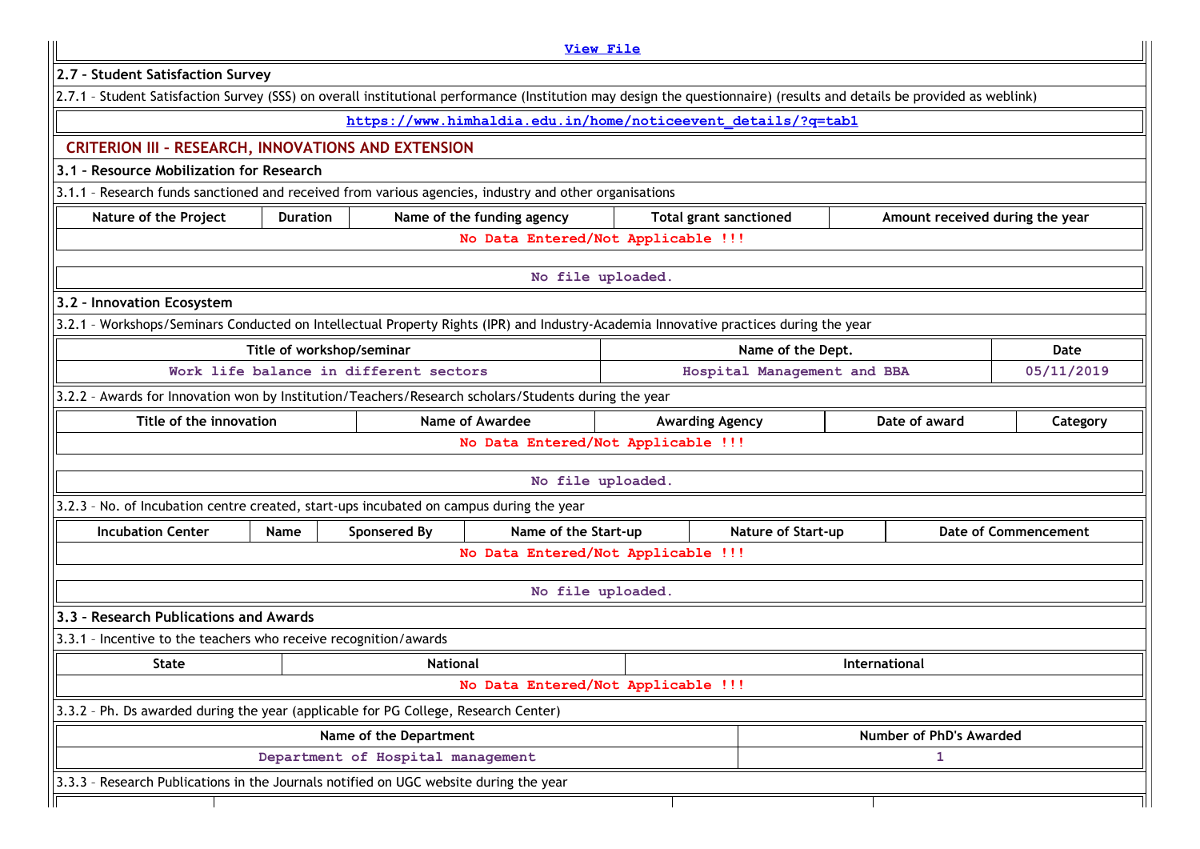View File

**2.7 – Student Satisfaction Survey**

2.7.1 – Student Satisfaction Survey (SSS) on overall institutional performance (Institution may design the questionnaire) (results and details be provided as weblink)

https://www.himhaldia.edu.in/home/noticeevent_details/?q=tab1

## CRITERION III – RESEARCH, INNOVATIONS AND EXTENSION

**3.1 – Resource Mobilization for Research**

3.1.1 – Research funds sanctioned and received from various agencies, industry and other organisations

| Nature of the Project | Duration | Name of the funding agency | Total grant sanctioned | Amount received during the year |
|---|---|---|---|---|
| No Data Entered/Not Applicable !!! | | | | |

No file uploaded.

**3.2 – Innovation Ecosystem**

3.2.1 – Workshops/Seminars Conducted on Intellectual Property Rights (IPR) and Industry-Academia Innovative practices during the year

| Title of workshop/seminar | Name of the Dept. | Date |
|---|---|---|
| Work life balance in different sectors | Hospital Management and BBA | 05/11/2019 |

3.2.2 – Awards for Innovation won by Institution/Teachers/Research scholars/Students during the year

| Title of the innovation | Name of Awardee | Awarding Agency | Date of award | Category |
|---|---|---|---|---|
| No Data Entered/Not Applicable !!! | | | | |

No file uploaded.

3.2.3 – No. of Incubation centre created, start-ups incubated on campus during the year

| Incubation Center | Name | Sponsered By | Name of the Start-up | Nature of Start-up | Date of Commencement |
|---|---|---|---|---|---|
| No Data Entered/Not Applicable !!! | | | | | |

No file uploaded.

**3.3 – Research Publications and Awards**

3.3.1 – Incentive to the teachers who receive recognition/awards

| State | National | International |
|---|---|---|
| No Data Entered/Not Applicable !!! | | |

3.3.2 – Ph. Ds awarded during the year (applicable for PG College, Research Center)

| Name of the Department | Number of PhD's Awarded |
|---|---|
| Department of Hospital management | 1 |

3.3.3 – Research Publications in the Journals notified on UGC website during the year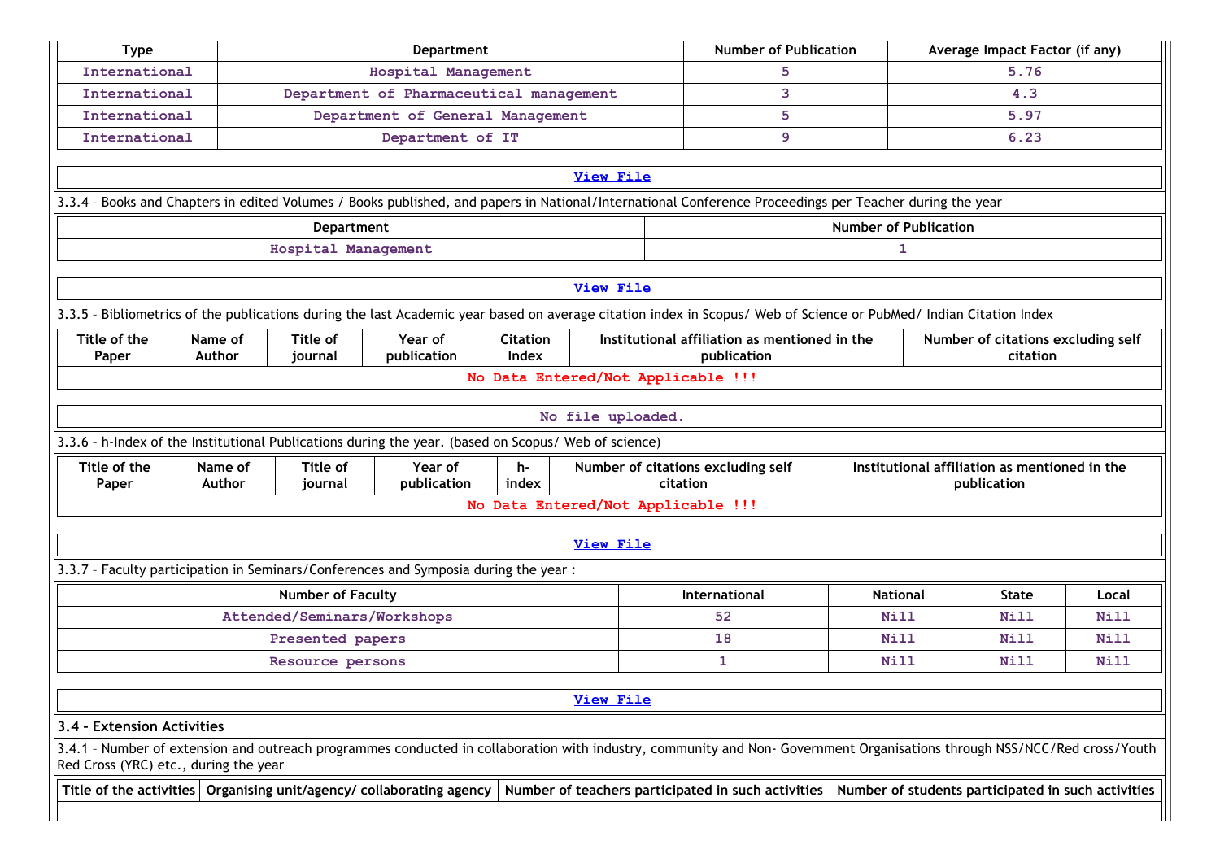| Type | Department | Number of Publication | Average Impact Factor (if any) |
|---|---|---|---|
| International | Hospital Management | 5 | 5.76 |
| International | Department of Pharmaceutical management | 3 | 4.3 |
| International | Department of General Management | 5 | 5.97 |
| International | Department of IT | 9 | 6.23 |

View File

3.3.4 – Books and Chapters in edited Volumes / Books published, and papers in National/International Conference Proceedings per Teacher during the year

| Department | Number of Publication |
|---|---|
| Hospital Management | 1 |

View File

3.3.5 – Bibliometrics of the publications during the last Academic year based on average citation index in Scopus/ Web of Science or PubMed/ Indian Citation Index

| Title of the Paper | Name of Author | Title of journal | Year of publication | Citation Index | Institutional affiliation as mentioned in the publication | Number of citations excluding self citation |
|---|---|---|---|---|---|---|
| No Data Entered/Not Applicable !!! | | | | | | |

No file uploaded.

3.3.6 – h-Index of the Institutional Publications during the year. (based on Scopus/ Web of science)

| Title of the Paper | Name of Author | Title of journal | Year of publication | h-index | Number of citations excluding self citation | Institutional affiliation as mentioned in the publication |
|---|---|---|---|---|---|---|
| No Data Entered/Not Applicable !!! | | | | | | |

View File

3.3.7 – Faculty participation in Seminars/Conferences and Symposia during the year :

| Number of Faculty | International | National | State | Local |
|---|---|---|---|---|
| Attended/Seminars/Workshops | 52 | Nill | Nill | Nill |
| Presented papers | 18 | Nill | Nill | Nill |
| Resource persons | 1 | Nill | Nill | Nill |

View File

**3.4 – Extension Activities**

3.4.1 – Number of extension and outreach programmes conducted in collaboration with industry, community and Non- Government Organisations through NSS/NCC/Red cross/Youth Red Cross (YRC) etc., during the year

| Title of the activities | Organising unit/agency/ collaborating agency | Number of teachers participated in such activities | Number of students participated in such activities |
|---|---|---|---|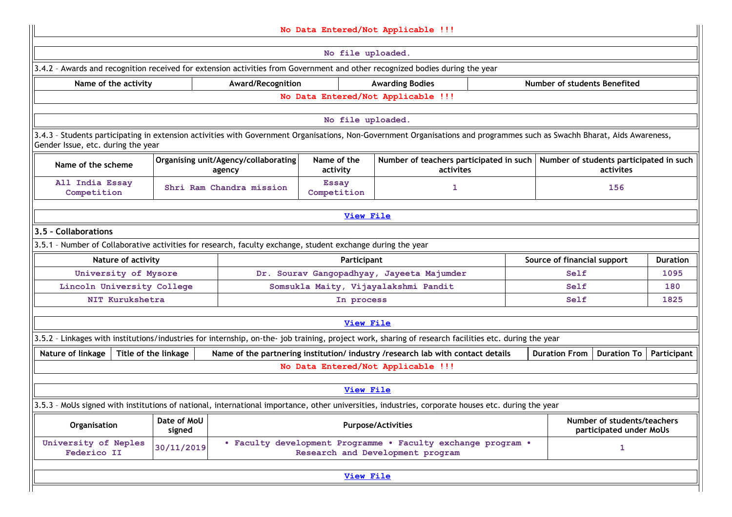No Data Entered/Not Applicable !!!

No file uploaded.

3.4.2 – Awards and recognition received for extension activities from Government and other recognized bodies during the year

| Name of the activity | Award/Recognition | Awarding Bodies | Number of students Benefited |
|---|---|---|---|
| No Data Entered/Not Applicable !!! | | | |

No file uploaded.

3.4.3 – Students participating in extension activities with Government Organisations, Non-Government Organisations and programmes such as Swachh Bharat, Aids Awareness, Gender Issue, etc. during the year

| Name of the scheme | Organising unit/Agency/collaborating agency | Name of the activity | Number of teachers participated in such activites | Number of students participated in such activites |
|---|---|---|---|---|
| All India Essay Competition | Shri Ram Chandra mission | Essay Competition | 1 | 156 |

View File

### 3.5 – Collaborations

3.5.1 – Number of Collaborative activities for research, faculty exchange, student exchange during the year

| Nature of activity | Participant | Source of financial support | Duration |
|---|---|---|---|
| University of Mysore | Dr. Sourav Gangopadhyay, Jayeeta Majumder | Self | 1095 |
| Lincoln University College | Somsukla Maity, Vijayalakshmi Pandit | Self | 180 |
| NIT Kurukshetra | In process | Self | 1825 |

View File

3.5.2 – Linkages with institutions/industries for internship, on-the- job training, project work, sharing of research facilities etc. during the year

| Nature of linkage | Title of the linkage | Name of the partnering institution/ industry /research lab with contact details | Duration From | Duration To | Participant |
|---|---|---|---|---|---|
| No Data Entered/Not Applicable !!! | | | | | |

View File

3.5.3 – MoUs signed with institutions of national, international importance, other universities, industries, corporate houses etc. during the year

| Organisation | Date of MoU signed | Purpose/Activities | Number of students/teachers participated under MoUs |
|---|---|---|---|
| University of Neples Federico II | 30/11/2019 | • Faculty development Programme • Faculty exchange program • Research and Development program | 1 |

View File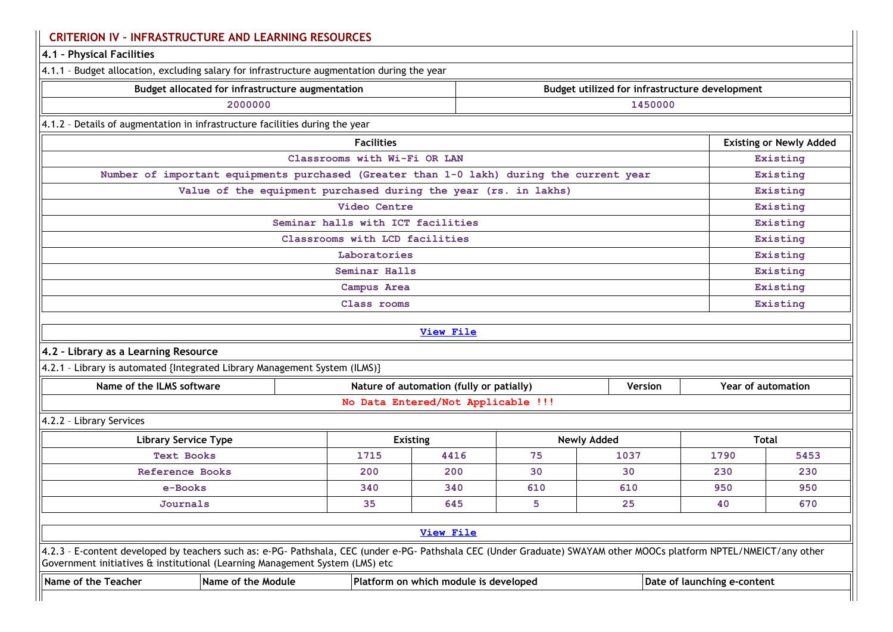## CRITERION IV – INFRASTRUCTURE AND LEARNING RESOURCES

### 4.1 – Physical Facilities

4.1.1 – Budget allocation, excluding salary for infrastructure augmentation during the year

| Budget allocated for infrastructure augmentation | Budget utilized for infrastructure development |
|---|---|
| 2000000 | 1450000 |

4.1.2 – Details of augmentation in infrastructure facilities during the year

| Facilities | Existing or Newly Added |
|---|---|
| Classrooms with Wi-Fi OR LAN | Existing |
| Number of important equipments purchased (Greater than 1-0 lakh) during the current year | Existing |
| Value of the equipment purchased during the year (rs. in lakhs) | Existing |
| Video Centre | Existing |
| Seminar halls with ICT facilities | Existing |
| Classrooms with LCD facilities | Existing |
| Laboratories | Existing |
| Seminar Halls | Existing |
| Campus Area | Existing |
| Class rooms | Existing |

[View File]

### 4.2 – Library as a Learning Resource

4.2.1 – Library is automated {Integrated Library Management System (ILMS)}

| Name of the ILMS software | Nature of automation (fully or patially) | Version | Year of automation |
|---|---|---|---|
| No Data Entered/Not Applicable !!! | | | |

4.2.2 – Library Services

| Library Service Type | Existing | | Newly Added | | Total | |
|---|---|---|---|---|---|---|
| Text Books | 1715 | 4416 | 75 | 1037 | 1790 | 5453 |
| Reference Books | 200 | 200 | 30 | 30 | 230 | 230 |
| e-Books | 340 | 340 | 610 | 610 | 950 | 950 |
| Journals | 35 | 645 | 5 | 25 | 40 | 670 |

[View File]

4.2.3 – E-content developed by teachers such as: e-PG- Pathshala, CEC (under e-PG- Pathshala CEC (Under Graduate) SWAYAM other MOOCs platform NPTEL/NMEICT/any other Government initiatives & institutional (Learning Management System (LMS) etc

| Name of the Teacher | Name of the Module | Platform on which module is developed | Date of launching e-content |
|---|---|---|---|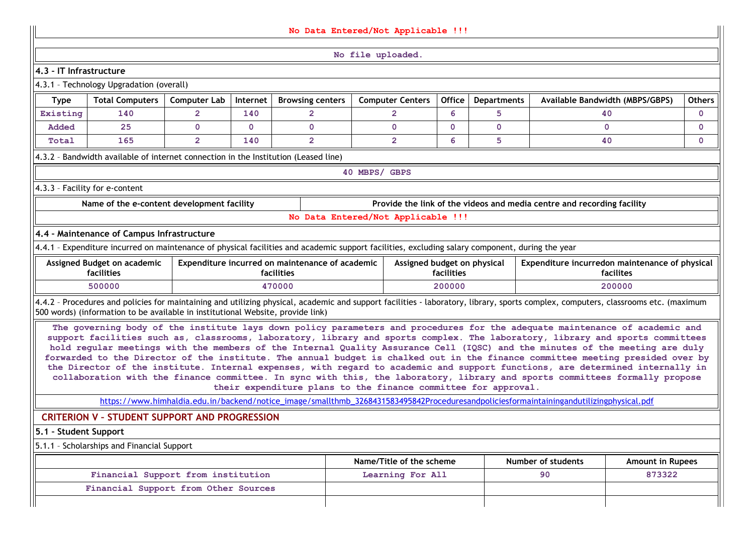No Data Entered/Not Applicable !!!

No file uploaded.

**4.3 – IT Infrastructure**

4.3.1 – Technology Upgradation (overall)

| Type | Total Computers | Computer Lab | Internet | Browsing centers | Computer Centers | Office | Departments | Available Bandwidth (MBPS/GBPS) | Others |
|---|---|---|---|---|---|---|---|---|---|
| Existing | 140 | 2 | 140 | 2 | 2 | 6 | 5 | 40 | 0 |
| Added | 25 | 0 | 0 | 0 | 0 | 0 | 0 | 0 | 0 |
| Total | 165 | 2 | 140 | 2 | 2 | 6 | 5 | 40 | 0 |

4.3.2 – Bandwidth available of internet connection in the Institution (Leased line)

40 MBPS/ GBPS

4.3.3 – Facility for e-content

| Name of the e-content development facility | Provide the link of the videos and media centre and recording facility |
|---|---|
| No Data Entered/Not Applicable !!! | |

**4.4 – Maintenance of Campus Infrastructure**

4.4.1 – Expenditure incurred on maintenance of physical facilities and academic support facilities, excluding salary component, during the year

| Assigned Budget on academic facilities | Expenditure incurred on maintenance of academic facilities | Assigned budget on physical facilities | Expenditure incurredon maintenance of physical facilites |
|---|---|---|---|
| 500000 | 470000 | 200000 | 200000 |

4.4.2 – Procedures and policies for maintaining and utilizing physical, academic and support facilities - laboratory, library, sports complex, computers, classrooms etc. (maximum 500 words) (information to be available in institutional Website, provide link)

The governing body of the institute lays down policy parameters and procedures for the adequate maintenance of academic and support facilities such as, classrooms, laboratory, library and sports complex. The laboratory, library and sports committees hold regular meetings with the members of the Internal Quality Assurance Cell (IQSC) and the minutes of the meeting are duly forwarded to the Director of the institute. The annual budget is chalked out in the finance committee meeting presided over by the Director of the institute. Internal expenses, with regard to academic and support functions, are determined internally in collaboration with the finance committee. In sync with this, the laboratory, library and sports committees formally propose their expenditure plans to the finance committee for approval.

https://www.himhaldia.edu.in/backend/notice_image/smallthmb_3268431583495842Proceduresandpoliciesformaintainingandutilizingphysical.pdf

## CRITERION V – STUDENT SUPPORT AND PROGRESSION

**5.1 – Student Support**

5.1.1 – Scholarships and Financial Support

| | Name/Title of the scheme | Number of students | Amount in Rupees |
|---|---|---|---|
| Financial Support from institution | Learning For All | 90 | 873322 |
| Financial Support from Other Sources | | | |
| | | | |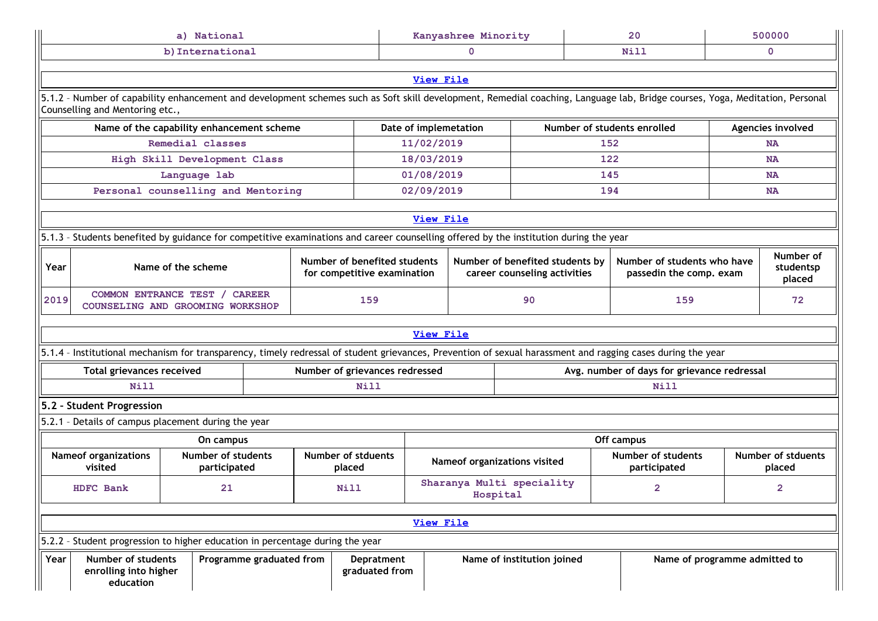| a) National | Kanyashree Minority | 20 | 500000 |
|---|---|---|---|
| b)International | 0 | Nill | 0 |

View File

5.1.2 – Number of capability enhancement and development schemes such as Soft skill development, Remedial coaching, Language lab, Bridge courses, Yoga, Meditation, Personal Counselling and Mentoring etc.,

| Name of the capability enhancement scheme | Date of implemetation | Number of students enrolled | Agencies involved |
|---|---|---|---|
| Remedial classes | 11/02/2019 | 152 | NA |
| High Skill Development Class | 18/03/2019 | 122 | NA |
| Language lab | 01/08/2019 | 145 | NA |
| Personal counselling and Mentoring | 02/09/2019 | 194 | NA |

View File

5.1.3 – Students benefited by guidance for competitive examinations and career counselling offered by the institution during the year

| Year | Name of the scheme | Number of benefited students for competitive examination | Number of benefited students by career counseling activities | Number of students who have passedin the comp. exam | Number of studentsp placed |
|---|---|---|---|---|---|
| 2019 | COMMON ENTRANCE TEST / CAREER COUNSELING AND GROOMING WORKSHOP | 159 | 90 | 159 | 72 |

View File

5.1.4 – Institutional mechanism for transparency, timely redressal of student grievances, Prevention of sexual harassment and ragging cases during the year

| Total grievances received | Number of grievances redressed | Avg. number of days for grievance redressal |
|---|---|---|
| Nill | Nill | Nill |

## 5.2 – Student Progression

5.2.1 – Details of campus placement during the year

| On campus | | | Off campus | | |
|---|---|---|---|---|---|
| Nameof organizations visited | Number of students participated | Number of stduents placed | Nameof organizations visited | Number of students participated | Number of stduents placed |
| HDFC Bank | 21 | Nill | Sharanya Multi speciality Hospital | 2 | 2 |

View File

5.2.2 – Student progression to higher education in percentage during the year

| Year | Number of students enrolling into higher education | Programme graduated from | Depratment graduated from | Name of institution joined | Name of programme admitted to |
|---|---|---|---|---|---|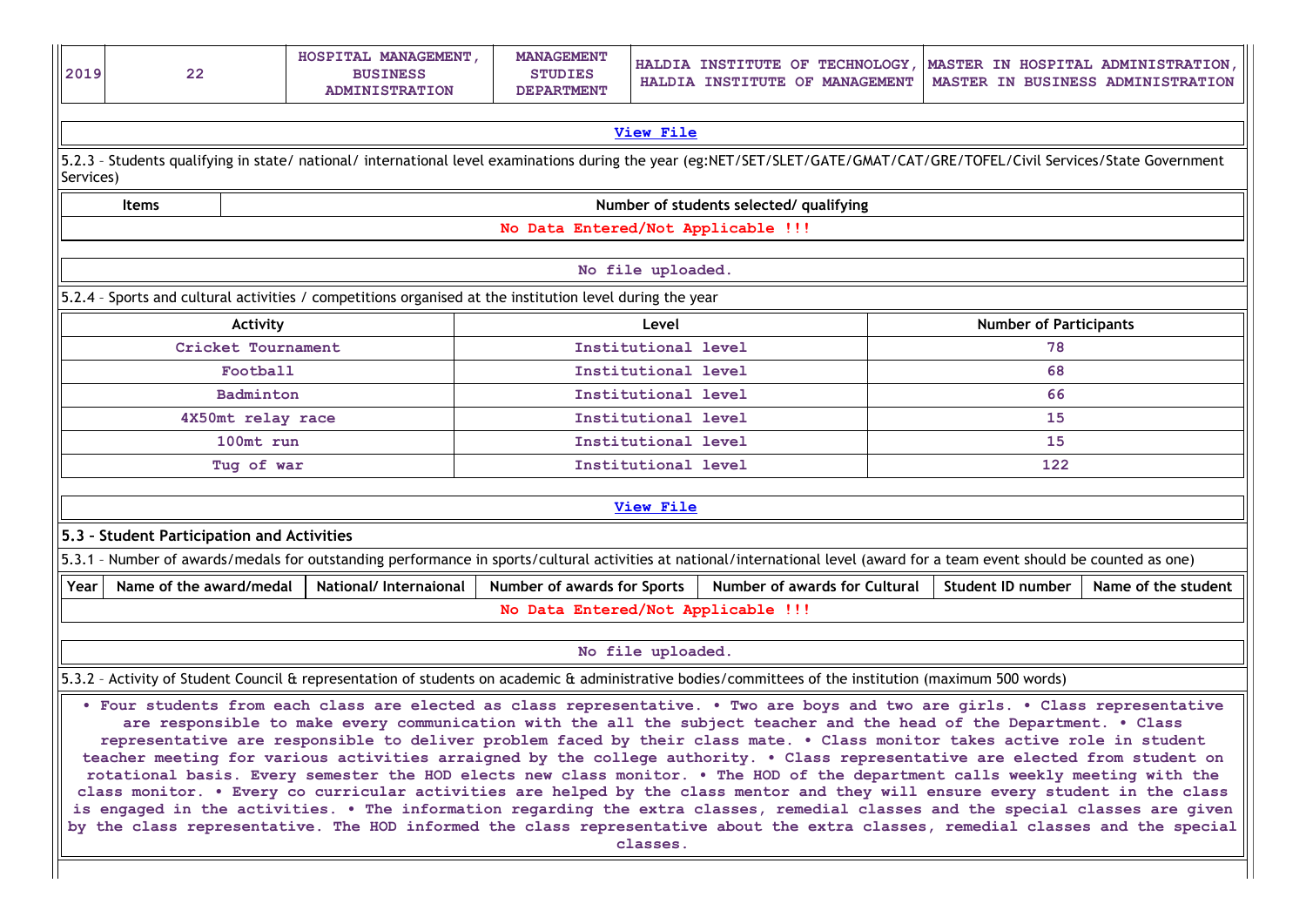| 2019 | 22 | HOSPITAL MANAGEMENT, BUSINESS ADMINISTRATION | MANAGEMENT STUDIES DEPARTMENT | HALDIA INSTITUTE OF TECHNOLOGY, HALDIA INSTITUTE OF MANAGEMENT | MASTER IN HOSPITAL ADMINISTRATION, MASTER IN BUSINESS ADMINISTRATION |
|---|---|---|---|---|---|

View File

5.2.3 – Students qualifying in state/ national/ international level examinations during the year (eg:NET/SET/SLET/GATE/GMAT/CAT/GRE/TOFEL/Civil Services/State Government Services)

| Items | Number of students selected/ qualifying |
|---|---|
| No Data Entered/Not Applicable !!! | |

No file uploaded.

5.2.4 – Sports and cultural activities / competitions organised at the institution level during the year

| Activity | Level | Number of Participants |
|---|---|---|
| Cricket Tournament | Institutional level | 78 |
| Football | Institutional level | 68 |
| Badminton | Institutional level | 66 |
| 4X50mt relay race | Institutional level | 15 |
| 100mt run | Institutional level | 15 |
| Tug of war | Institutional level | 122 |

View File

## 5.3 – Student Participation and Activities

5.3.1 – Number of awards/medals for outstanding performance in sports/cultural activities at national/international level (award for a team event should be counted as one)

| Year | Name of the award/medal | National/ Internaional | Number of awards for Sports | Number of awards for Cultural | Student ID number | Name of the student |
|---|---|---|---|---|---|---|
| No Data Entered/Not Applicable !!! | | | | | | |

No file uploaded.

5.3.2 – Activity of Student Council & representation of students on academic & administrative bodies/committees of the institution (maximum 500 words)

• Four students from each class are elected as class representative. • Two are boys and two are girls. • Class representative are responsible to make every communication with the all the subject teacher and the head of the Department. • Class representative are responsible to deliver problem faced by their class mate. • Class monitor takes active role in student teacher meeting for various activities arraigned by the college authority. • Class representative are elected from student on rotational basis. Every semester the HOD elects new class monitor. • The HOD of the department calls weekly meeting with the class monitor. • Every co curricular activities are helped by the class mentor and they will ensure every student in the class is engaged in the activities. • The information regarding the extra classes, remedial classes and the special classes are given by the class representative. The HOD informed the class representative about the extra classes, remedial classes and the special classes.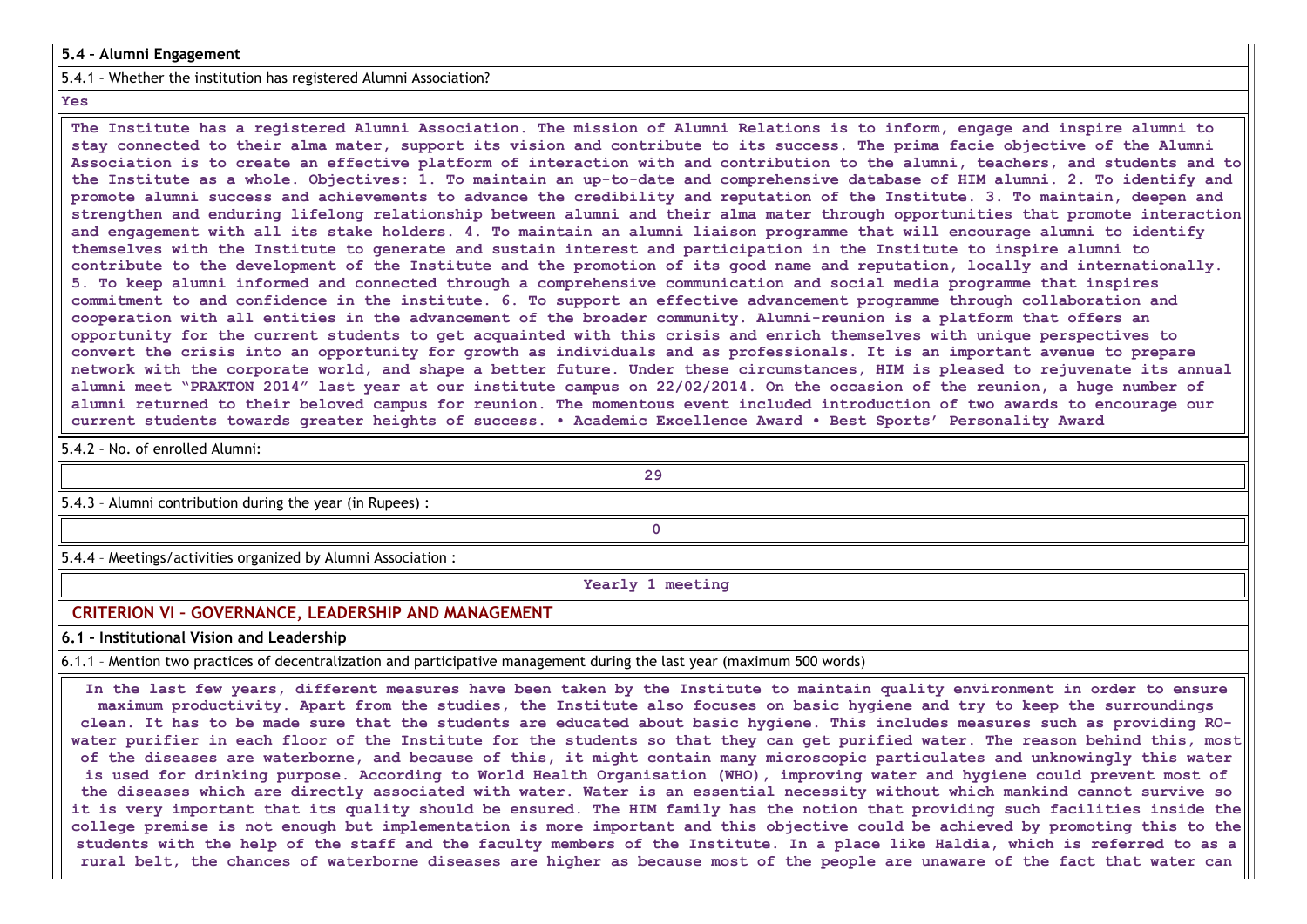**5.4 – Alumni Engagement**

5.4.1 – Whether the institution has registered Alumni Association?

**Yes**

**The Institute has a registered Alumni Association. The mission of Alumni Relations is to inform, engage and inspire alumni to stay connected to their alma mater, support its vision and contribute to its success. The prima facie objective of the Alumni Association is to create an effective platform of interaction with and contribution to the alumni, teachers, and students and to the Institute as a whole. Objectives: 1. To maintain an up-to-date and comprehensive database of HIM alumni. 2. To identify and promote alumni success and achievements to advance the credibility and reputation of the Institute. 3. To maintain, deepen and strengthen and enduring lifelong relationship between alumni and their alma mater through opportunities that promote interaction and engagement with all its stake holders. 4. To maintain an alumni liaison programme that will encourage alumni to identify themselves with the Institute to generate and sustain interest and participation in the Institute to inspire alumni to contribute to the development of the Institute and the promotion of its good name and reputation, locally and internationally. 5. To keep alumni informed and connected through a comprehensive communication and social media programme that inspires commitment to and confidence in the institute. 6. To support an effective advancement programme through collaboration and cooperation with all entities in the advancement of the broader community. Alumni-reunion is a platform that offers an opportunity for the current students to get acquainted with this crisis and enrich themselves with unique perspectives to convert the crisis into an opportunity for growth as individuals and as professionals. It is an important avenue to prepare network with the corporate world, and shape a better future. Under these circumstances, HIM is pleased to rejuvenate its annual alumni meet "PRAKTON 2014" last year at our institute campus on 22/02/2014. On the occasion of the reunion, a huge number of alumni returned to their beloved campus for reunion. The momentous event included introduction of two awards to encourage our current students towards greater heights of success. • Academic Excellence Award • Best Sports' Personality Award**

5.4.2 – No. of enrolled Alumni:

**29**

5.4.3 – Alumni contribution during the year (in Rupees) :

**0**

5.4.4 – Meetings/activities organized by Alumni Association :

**Yearly 1 meeting**

## CRITERION VI – GOVERNANCE, LEADERSHIP AND MANAGEMENT

**6.1 – Institutional Vision and Leadership**

6.1.1 – Mention two practices of decentralization and participative management during the last year (maximum 500 words)

**In the last few years, different measures have been taken by the Institute to maintain quality environment in order to ensure maximum productivity. Apart from the studies, the Institute also focuses on basic hygiene and try to keep the surroundings clean. It has to be made sure that the students are educated about basic hygiene. This includes measures such as providing RO-water purifier in each floor of the Institute for the students so that they can get purified water. The reason behind this, most of the diseases are waterborne, and because of this, it might contain many microscopic particulates and unknowingly this water is used for drinking purpose. According to World Health Organisation (WHO), improving water and hygiene could prevent most of the diseases which are directly associated with water. Water is an essential necessity without which mankind cannot survive so it is very important that its quality should be ensured. The HIM family has the notion that providing such facilities inside the college premise is not enough but implementation is more important and this objective could be achieved by promoting this to the students with the help of the staff and the faculty members of the Institute. In a place like Haldia, which is referred to as a rural belt, the chances of waterborne diseases are higher as because most of the people are unaware of the fact that water can**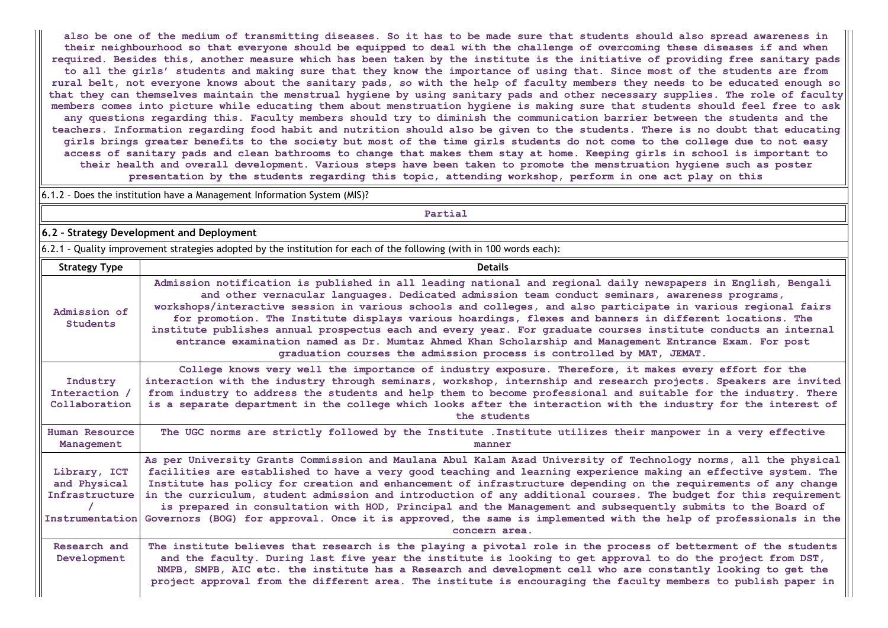also be one of the medium of transmitting diseases. So it has to be made sure that students should also spread awareness in their neighbourhood so that everyone should be equipped to deal with the challenge of overcoming these diseases if and when required. Besides this, another measure which has been taken by the institute is the initiative of providing free sanitary pads to all the girls' students and making sure that they know the importance of using that. Since most of the students are from rural belt, not everyone knows about the sanitary pads, so with the help of faculty members they needs to be educated enough so that they can themselves maintain the menstrual hygiene by using sanitary pads and other necessary supplies. The role of faculty members comes into picture while educating them about menstruation hygiene is making sure that students should feel free to ask any questions regarding this. Faculty members should try to diminish the communication barrier between the students and the teachers. Information regarding food habit and nutrition should also be given to the students. There is no doubt that educating girls brings greater benefits to the society but most of the time girls students do not come to the college due to not easy access of sanitary pads and clean bathrooms to change that makes them stay at home. Keeping girls in school is important to their health and overall development. Various steps have been taken to promote the menstruation hygiene such as poster presentation by the students regarding this topic, attending workshop, perform in one act play on this

6.1.2 – Does the institution have a Management Information System (MIS)?

Partial

**6.2 – Strategy Development and Deployment**

6.2.1 – Quality improvement strategies adopted by the institution for each of the following (with in 100 words each):

| Strategy Type | Details |
|---|---|
| Admission of Students | Admission notification is published in all leading national and regional daily newspapers in English, Bengali and other vernacular languages. Dedicated admission team conduct seminars, awareness programs, workshops/interactive session in various schools and colleges, and also participate in various regional fairs for promotion. The Institute displays various hoardings, flexes and banners in different locations. The institute publishes annual prospectus each and every year. For graduate courses institute conducts an internal entrance examination named as Dr. Mumtaz Ahmed Khan Scholarship and Management Entrance Exam. For post graduation courses the admission process is controlled by MAT, JEMAT. |
| Industry Interaction / Collaboration | College knows very well the importance of industry exposure. Therefore, it makes every effort for the interaction with the industry through seminars, workshop, internship and research projects. Speakers are invited from industry to address the students and help them to become professional and suitable for the industry. There is a separate department in the college which looks after the interaction with the industry for the interest of the students |
| Human Resource Management | The UGC norms are strictly followed by the Institute .Institute utilizes their manpower in a very effective manner |
| Library, ICT and Physical Infrastructure / Instrumentation | As per University Grants Commission and Maulana Abul Kalam Azad University of Technology norms, all the physical facilities are established to have a very good teaching and learning experience making an effective system. The Institute has policy for creation and enhancement of infrastructure depending on the requirements of any change in the curriculum, student admission and introduction of any additional courses. The budget for this requirement is prepared in consultation with HOD, Principal and the Management and subsequently submits to the Board of Governors (BOG) for approval. Once it is approved, the same is implemented with the help of professionals in the concern area. |
| Research and Development | The institute believes that research is the playing a pivotal role in the process of betterment of the students and the faculty. During last five year the institute is looking to get approval to do the project from DST, NMPB, SMPB, AIC etc. the institute has a Research and development cell who are constantly looking to get the project approval from the different area. The institute is encouraging the faculty members to publish paper in |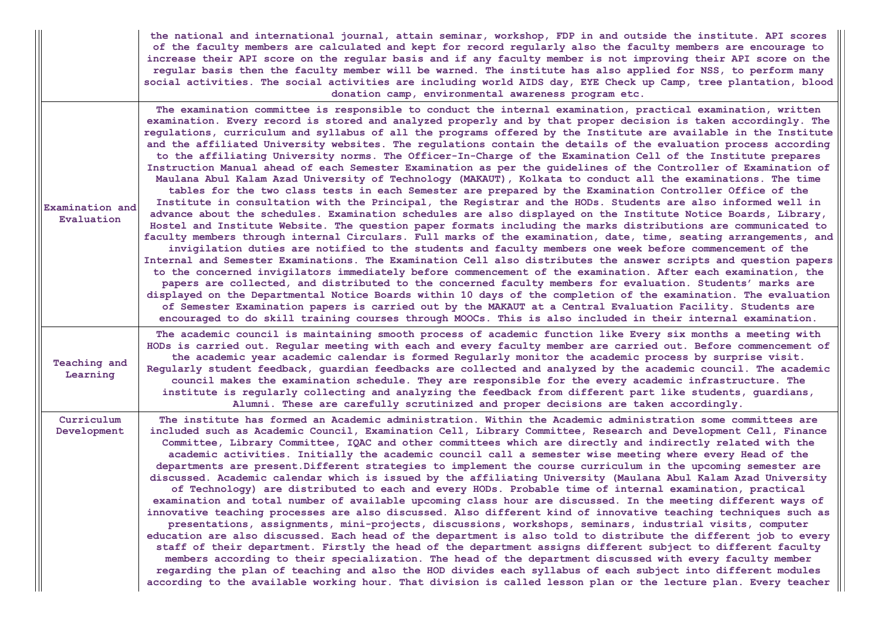| | |
|---|---|
| | the national and international journal, attain seminar, workshop, FDP in and outside the institute. API scores of the faculty members are calculated and kept for record regularly also the faculty members are encourage to increase their API score on the regular basis and if any faculty member is not improving their API score on the regular basis then the faculty member will be warned. The institute has also applied for NSS, to perform many social activities. The social activities are including world AIDS day, EYE Check up Camp, tree plantation, blood donation camp, environmental awareness program etc. |
| Examination and Evaluation | The examination committee is responsible to conduct the internal examination, practical examination, written examination. Every record is stored and analyzed properly and by that proper decision is taken accordingly. The regulations, curriculum and syllabus of all the programs offered by the Institute are available in the Institute and the affiliated University websites. The regulations contain the details of the evaluation process according to the affiliating University norms. The Officer-In-Charge of the Examination Cell of the Institute prepares Instruction Manual ahead of each Semester Examination as per the guidelines of the Controller of Examination of Maulana Abul Kalam Azad University of Technology (MAKAUT), Kolkata to conduct all the examinations. The time tables for the two class tests in each Semester are prepared by the Examination Controller Office of the Institute in consultation with the Principal, the Registrar and the HODs. Students are also informed well in advance about the schedules. Examination schedules are also displayed on the Institute Notice Boards, Library, Hostel and Institute Website. The question paper formats including the marks distributions are communicated to faculty members through internal Circulars. Full marks of the examination, date, time, seating arrangements, and invigilation duties are notified to the students and faculty members one week before commencement of the Internal and Semester Examinations. The Examination Cell also distributes the answer scripts and question papers to the concerned invigilators immediately before commencement of the examination. After each examination, the papers are collected, and distributed to the concerned faculty members for evaluation. Students' marks are displayed on the Departmental Notice Boards within 10 days of the completion of the examination. The evaluation of Semester Examination papers is carried out by the MAKAUT at a Central Evaluation Facility. Students are encouraged to do skill training courses through MOOCs. This is also included in their internal examination. |
| Teaching and Learning | The academic council is maintaining smooth process of academic function like Every six months a meeting with HODs is carried out. Regular meeting with each and every faculty member are carried out. Before commencement of the academic year academic calendar is formed Regularly monitor the academic process by surprise visit. Regularly student feedback, guardian feedbacks are collected and analyzed by the academic council. The academic council makes the examination schedule. They are responsible for the every academic infrastructure. The institute is regularly collecting and analyzing the feedback from different part like students, guardians, Alumni. These are carefully scrutinized and proper decisions are taken accordingly. |
| Curriculum Development | The institute has formed an Academic administration. Within the Academic administration some committees are included such as Academic Council, Examination Cell, Library Committee, Research and Development Cell, Finance Committee, Library Committee, IQAC and other committees which are directly and indirectly related with the academic activities. Initially the academic council call a semester wise meeting where every Head of the departments are present.Different strategies to implement the course curriculum in the upcoming semester are discussed. Academic calendar which is issued by the affiliating University (Maulana Abul Kalam Azad University of Technology) are distributed to each and every HODs. Probable time of internal examination, practical examination and total number of available upcoming class hour are discussed. In the meeting different ways of innovative teaching processes are also discussed. Also different kind of innovative teaching techniques such as presentations, assignments, mini-projects, discussions, workshops, seminars, industrial visits, computer education are also discussed. Each head of the department is also told to distribute the different job to every staff of their department. Firstly the head of the department assigns different subject to different faculty members according to their specialization. The head of the department discussed with every faculty member regarding the plan of teaching and also the HOD divides each syllabus of each subject into different modules according to the available working hour. That division is called lesson plan or the lecture plan. Every teacher |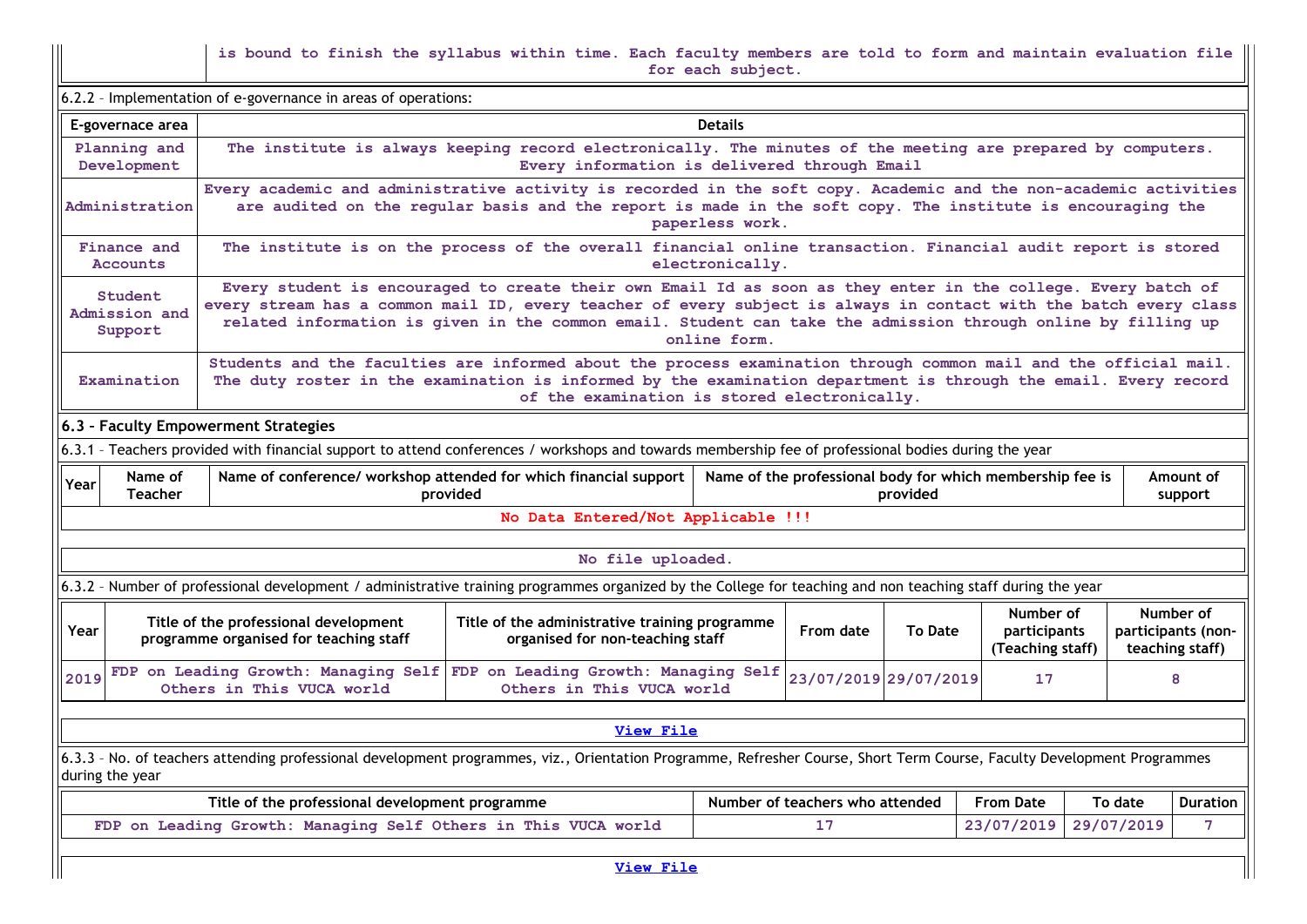| | is bound to finish the syllabus within time. Each faculty members are told to form and maintain evaluation file for each subject. |
|---|---|

6.2.2 – Implementation of e-governance in areas of operations:

| E-governace area | Details |
|---|---|
| Planning and Development | The institute is always keeping record electronically. The minutes of the meeting are prepared by computers. Every information is delivered through Email |
| Administration | Every academic and administrative activity is recorded in the soft copy. Academic and the non-academic activities are audited on the regular basis and the report is made in the soft copy. The institute is encouraging the paperless work. |
| Finance and Accounts | The institute is on the process of the overall financial online transaction. Financial audit report is stored electronically. |
| Student Admission and Support | Every student is encouraged to create their own Email Id as soon as they enter in the college. Every batch of every stream has a common mail ID, every teacher of every subject is always in contact with the batch every class related information is given in the common email. Student can take the admission through online by filling up online form. |
| Examination | Students and the faculties are informed about the process examination through common mail and the official mail. The duty roster in the examination is informed by the examination department is through the email. Every record of the examination is stored electronically. |

**6.3 – Faculty Empowerment Strategies**

6.3.1 – Teachers provided with financial support to attend conferences / workshops and towards membership fee of professional bodies during the year

| Year | Name of Teacher | Name of conference/ workshop attended for which financial support provided | Name of the professional body for which membership fee is provided | Amount of support |
|---|---|---|---|---|
| No Data Entered/Not Applicable !!! | | | | |

No file uploaded.

6.3.2 – Number of professional development / administrative training programmes organized by the College for teaching and non teaching staff during the year

| Year | Title of the professional development programme organised for teaching staff | Title of the administrative training programme organised for non-teaching staff | From date | To Date | Number of participants (Teaching staff) | Number of participants (non-teaching staff) |
|---|---|---|---|---|---|---|
| 2019 | FDP on Leading Growth: Managing Self Others in This VUCA world | FDP on Leading Growth: Managing Self Others in This VUCA world | 23/07/2019 | 29/07/2019 | 17 | 8 |

View File

6.3.3 – No. of teachers attending professional development programmes, viz., Orientation Programme, Refresher Course, Short Term Course, Faculty Development Programmes during the year

| Title of the professional development programme | Number of teachers who attended | From Date | To date | Duration |
|---|---|---|---|---|
| FDP on Leading Growth: Managing Self Others in This VUCA world | 17 | 23/07/2019 | 29/07/2019 | 7 |

View File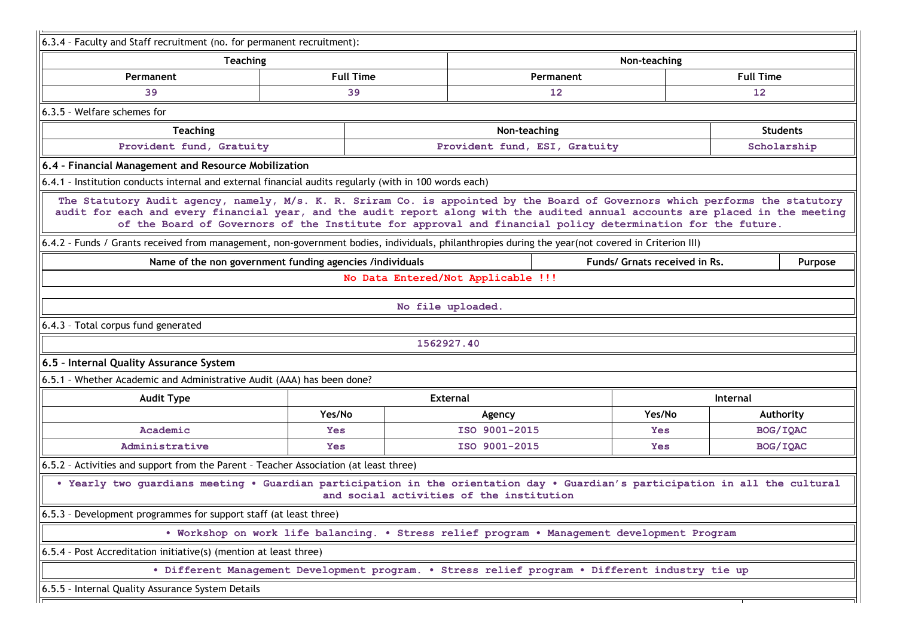6.3.4 – Faculty and Staff recruitment (no. for permanent recruitment):

| Teaching | | Non-teaching | |
|---|---|---|---|
| Permanent | Full Time | Permanent | Full Time |
| 39 | 39 | 12 | 12 |

6.3.5 – Welfare schemes for

| Teaching | Non-teaching | Students |
|---|---|---|
| Provident fund, Gratuity | Provident fund, ESI, Gratuity | Scholarship |

## 6.4 – Financial Management and Resource Mobilization

6.4.1 – Institution conducts internal and external financial audits regularly (with in 100 words each)

The Statutory Audit agency, namely, M/s. K. R. Sriram Co. is appointed by the Board of Governors which performs the statutory audit for each and every financial year, and the audit report along with the audited annual accounts are placed in the meeting of the Board of Governors of the Institute for approval and financial policy determination for the future.

6.4.2 – Funds / Grants received from management, non-government bodies, individuals, philanthropies during the year(not covered in Criterion III)

| Name of the non government funding agencies /individuals | Funds/ Grnats received in Rs. | Purpose |
|---|---|---|
| No Data Entered/Not Applicable !!! | | |

No file uploaded.

6.4.3 – Total corpus fund generated

1562927.40

## 6.5 – Internal Quality Assurance System

6.5.1 – Whether Academic and Administrative Audit (AAA) has been done?

| Audit Type | External | | Internal | |
|---|---|---|---|---|
| | Yes/No | Agency | Yes/No | Authority |
| Academic | Yes | ISO 9001-2015 | Yes | BOG/IQAC |
| Administrative | Yes | ISO 9001-2015 | Yes | BOG/IQAC |

6.5.2 – Activities and support from the Parent – Teacher Association (at least three)

• Yearly two guardians meeting • Guardian participation in the orientation day • Guardian's participation in all the cultural and social activities of the institution

6.5.3 – Development programmes for support staff (at least three)

• Workshop on work life balancing. • Stress relief program • Management development Program

6.5.4 – Post Accreditation initiative(s) (mention at least three)

• Different Management Development program. • Stress relief program • Different industry tie up

6.5.5 – Internal Quality Assurance System Details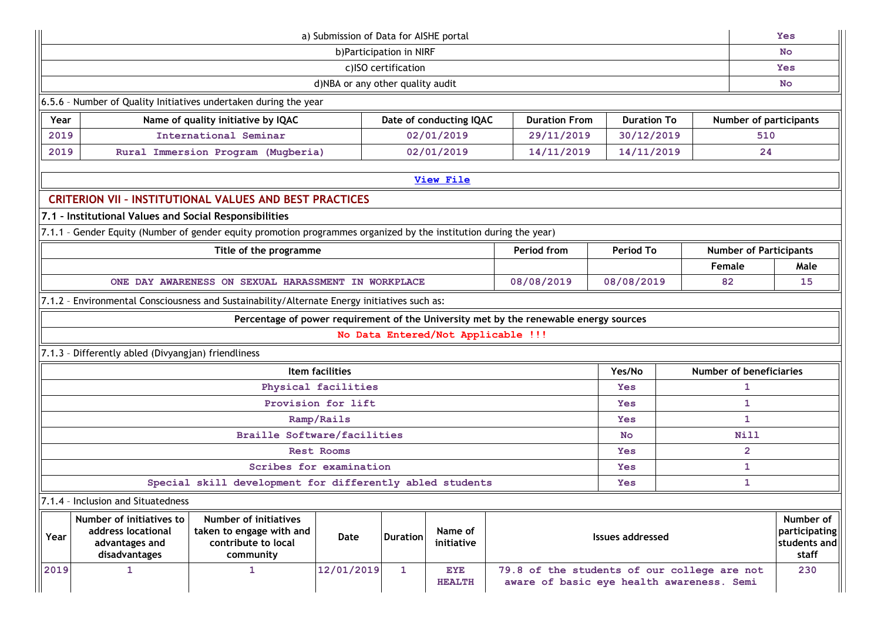| a) Submission of Data for AISHE portal | Yes |
|---|---|
| b)Participation in NIRF | No |
| c)ISO certification | Yes |
| d)NBA or any other quality audit | No |

6.5.6 – Number of Quality Initiatives undertaken during the year

| Year | Name of quality initiative by IQAC | Date of conducting IQAC | Duration From | Duration To | Number of participants |
|---|---|---|---|---|---|
| 2019 | International Seminar | 02/01/2019 | 29/11/2019 | 30/12/2019 | 510 |
| 2019 | Rural Immersion Program (Mugberia) | 02/01/2019 | 14/11/2019 | 14/11/2019 | 24 |

View File

## CRITERION VII – INSTITUTIONAL VALUES AND BEST PRACTICES

### 7.1 – Institutional Values and Social Responsibilities

7.1.1 – Gender Equity (Number of gender equity promotion programmes organized by the institution during the year)

| Title of the programme | Period from | Period To | Number of Participants | |
|---|---|---|---|---|
| | | | Female | Male |
| ONE DAY AWARENESS ON SEXUAL HARASSMENT IN WORKPLACE | 08/08/2019 | 08/08/2019 | 82 | 15 |

7.1.2 – Environmental Consciousness and Sustainability/Alternate Energy initiatives such as:

| Percentage of power requirement of the University met by the renewable energy sources |
|---|
| No Data Entered/Not Applicable !!! |

7.1.3 – Differently abled (Divyangjan) friendliness

| Item facilities | Yes/No | Number of beneficiaries |
|---|---|---|
| Physical facilities | Yes | 1 |
| Provision for lift | Yes | 1 |
| Ramp/Rails | Yes | 1 |
| Braille Software/facilities | No | Nill |
| Rest Rooms | Yes | 2 |
| Scribes for examination | Yes | 1 |
| Special skill development for differently abled students | Yes | 1 |

7.1.4 – Inclusion and Situatedness

| Year | Number of initiatives to address locational advantages and disadvantages | Number of initiatives taken to engage with and contribute to local community | Date | Duration | Name of initiative | Issues addressed | Number of participating students and staff |
|---|---|---|---|---|---|---|---|
| 2019 | 1 | 1 | 12/01/2019 | 1 | EYE HEALTH | 79.8 of the students of our college are not aware of basic eye health awareness. Semi | 230 |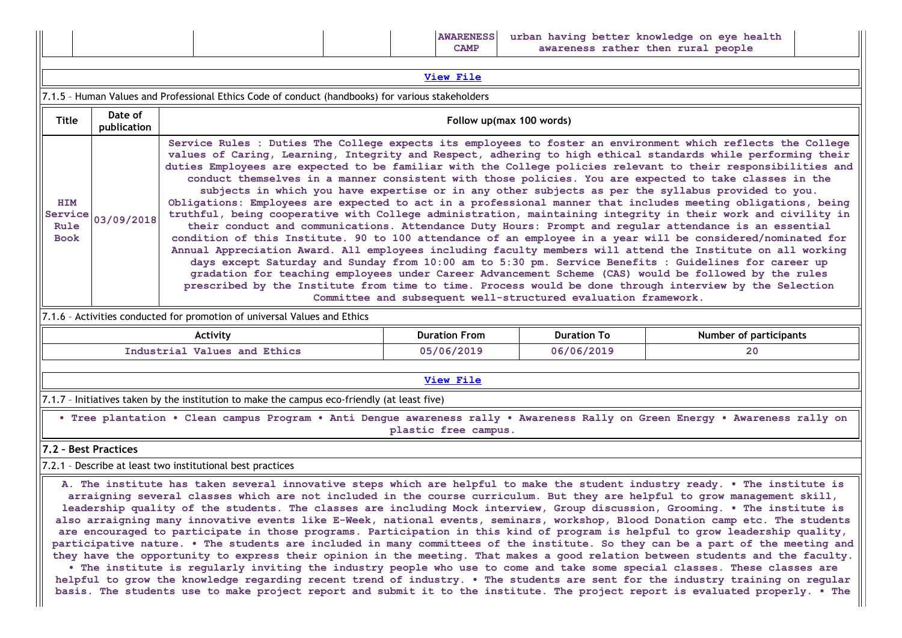| | | | | | AWARENESS CAMP | urban having better knowledge on eye health awareness rather then rural people | |
|---|---|---|---|---|---|---|---|

View File

7.1.5 – Human Values and Professional Ethics Code of conduct (handbooks) for various stakeholders

| Title | Date of publication | Follow up(max 100 words) |
|---|---|---|
| HIM Service Rule Book | 03/09/2018 | Service Rules : Duties The College expects its employees to foster an environment which reflects the College values of Caring, Learning, Integrity and Respect, adhering to high ethical standards while performing their duties Employees are expected to be familiar with the College policies relevant to their responsibilities and conduct themselves in a manner consistent with those policies. You are expected to take classes in the subjects in which you have expertise or in any other subjects as per the syllabus provided to you. Obligations: Employees are expected to act in a professional manner that includes meeting obligations, being truthful, being cooperative with College administration, maintaining integrity in their work and civility in their conduct and communications. Attendance Duty Hours: Prompt and regular attendance is an essential condition of this Institute. 90 to 100 attendance of an employee in a year will be considered/nominated for Annual Appreciation Award. All employees including faculty members will attend the Institute on all working days except Saturday and Sunday from 10:00 am to 5:30 pm. Service Benefits : Guidelines for career up gradation for teaching employees under Career Advancement Scheme (CAS) would be followed by the rules prescribed by the Institute from time to time. Process would be done through interview by the Selection Committee and subsequent well-structured evaluation framework. |

7.1.6 – Activities conducted for promotion of universal Values and Ethics

| Activity | Duration From | Duration To | Number of participants |
|---|---|---|---|
| Industrial Values and Ethics | 05/06/2019 | 06/06/2019 | 20 |

View File

7.1.7 – Initiatives taken by the institution to make the campus eco-friendly (at least five)

• Tree plantation • Clean campus Program • Anti Dengue awareness rally • Awareness Rally on Green Energy • Awareness rally on plastic free campus.

## 7.2 – Best Practices

7.2.1 – Describe at least two institutional best practices

A. The institute has taken several innovative steps which are helpful to make the student industry ready. • The institute is arraigning several classes which are not included in the course curriculum. But they are helpful to grow management skill, leadership quality of the students. The classes are including Mock interview, Group discussion, Grooming. • The institute is also arraigning many innovative events like E-Week, national events, seminars, workshop, Blood Donation camp etc. The students are encouraged to participate in those programs. Participation in this kind of program is helpful to grow leadership quality, participative nature. • The students are included in many committees of the institute. So they can be a part of the meeting and they have the opportunity to express their opinion in the meeting. That makes a good relation between students and the faculty. • The institute is regularly inviting the industry people who use to come and take some special classes. These classes are helpful to grow the knowledge regarding recent trend of industry. • The students are sent for the industry training on regular basis. The students use to make project report and submit it to the institute. The project report is evaluated properly. • The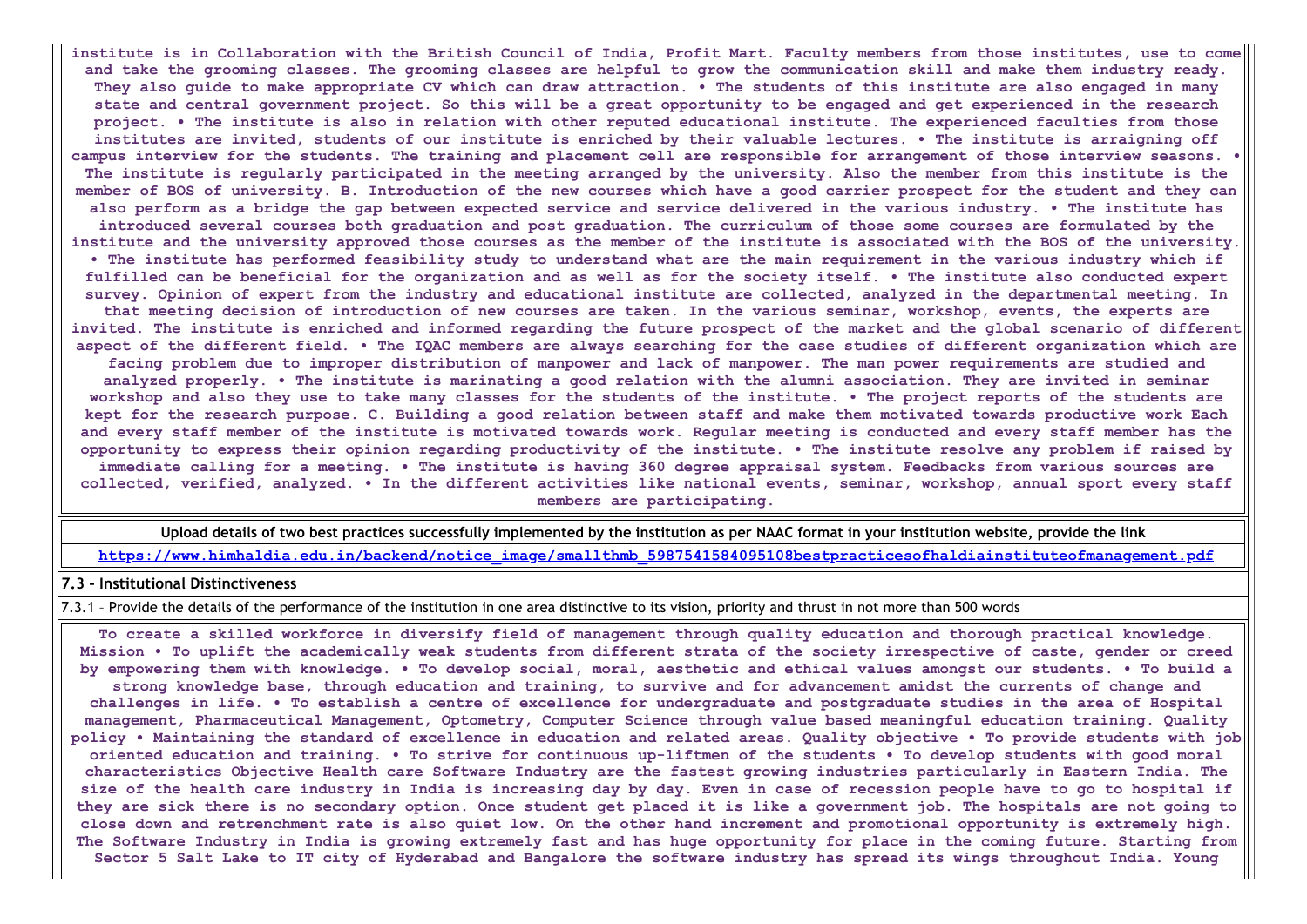**institute is in Collaboration with the British Council of India, Profit Mart. Faculty members from those institutes, use to come and take the grooming classes. The grooming classes are helpful to grow the communication skill and make them industry ready. They also guide to make appropriate CV which can draw attraction. • The students of this institute are also engaged in many state and central government project. So this will be a great opportunity to be engaged and get experienced in the research project. • The institute is also in relation with other reputed educational institute. The experienced faculties from those institutes are invited, students of our institute is enriched by their valuable lectures. • The institute is arraigning off campus interview for the students. The training and placement cell are responsible for arrangement of those interview seasons. • The institute is regularly participated in the meeting arranged by the university. Also the member from this institute is the member of BOS of university. B. Introduction of the new courses which have a good carrier prospect for the student and they can also perform as a bridge the gap between expected service and service delivered in the various industry. • The institute has introduced several courses both graduation and post graduation. The curriculum of those some courses are formulated by the institute and the university approved those courses as the member of the institute is associated with the BOS of the university. • The institute has performed feasibility study to understand what are the main requirement in the various industry which if fulfilled can be beneficial for the organization and as well as for the society itself. • The institute also conducted expert survey. Opinion of expert from the industry and educational institute are collected, analyzed in the departmental meeting. In that meeting decision of introduction of new courses are taken. In the various seminar, workshop, events, the experts are invited. The institute is enriched and informed regarding the future prospect of the market and the global scenario of different aspect of the different field. • The IQAC members are always searching for the case studies of different organization which are facing problem due to improper distribution of manpower and lack of manpower. The man power requirements are studied and analyzed properly. • The institute is marinating a good relation with the alumni association. They are invited in seminar workshop and also they use to take many classes for the students of the institute. • The project reports of the students are kept for the research purpose. C. Building a good relation between staff and make them motivated towards productive work Each and every staff member of the institute is motivated towards work. Regular meeting is conducted and every staff member has the opportunity to express their opinion regarding productivity of the institute. • The institute resolve any problem if raised by immediate calling for a meeting. • The institute is having 360 degree appraisal system. Feedbacks from various sources are collected, verified, analyzed. • In the different activities like national events, seminar, workshop, annual sport every staff members are participating.**

**Upload details of two best practices successfully implemented by the institution as per NAAC format in your institution website, provide the link**

[https://www.himhaldia.edu.in/backend/notice_image/smallthmb_5987541584095108bestpracticesofhaldiainstituteofmanagement.pdf](https://www.himhaldia.edu.in/backend/notice_image/smallthmb_5987541584095108bestpracticesofhaldiainstituteofmanagement.pdf)

**7.3 – Institutional Distinctiveness**

7.3.1 – Provide the details of the performance of the institution in one area distinctive to its vision, priority and thrust in not more than 500 words

**To create a skilled workforce in diversify field of management through quality education and thorough practical knowledge. Mission • To uplift the academically weak students from different strata of the society irrespective of caste, gender or creed by empowering them with knowledge. • To develop social, moral, aesthetic and ethical values amongst our students. • To build a strong knowledge base, through education and training, to survive and for advancement amidst the currents of change and challenges in life. • To establish a centre of excellence for undergraduate and postgraduate studies in the area of Hospital management, Pharmaceutical Management, Optometry, Computer Science through value based meaningful education training. Quality policy • Maintaining the standard of excellence in education and related areas. Quality objective • To provide students with job oriented education and training. • To strive for continuous up-liftmen of the students • To develop students with good moral characteristics Objective Health care Software Industry are the fastest growing industries particularly in Eastern India. The size of the health care industry in India is increasing day by day. Even in case of recession people have to go to hospital if they are sick there is no secondary option. Once student get placed it is like a government job. The hospitals are not going to close down and retrenchment rate is also quiet low. On the other hand increment and promotional opportunity is extremely high. The Software Industry in India is growing extremely fast and has huge opportunity for place in the coming future. Starting from Sector 5 Salt Lake to IT city of Hyderabad and Bangalore the software industry has spread its wings throughout India. Young**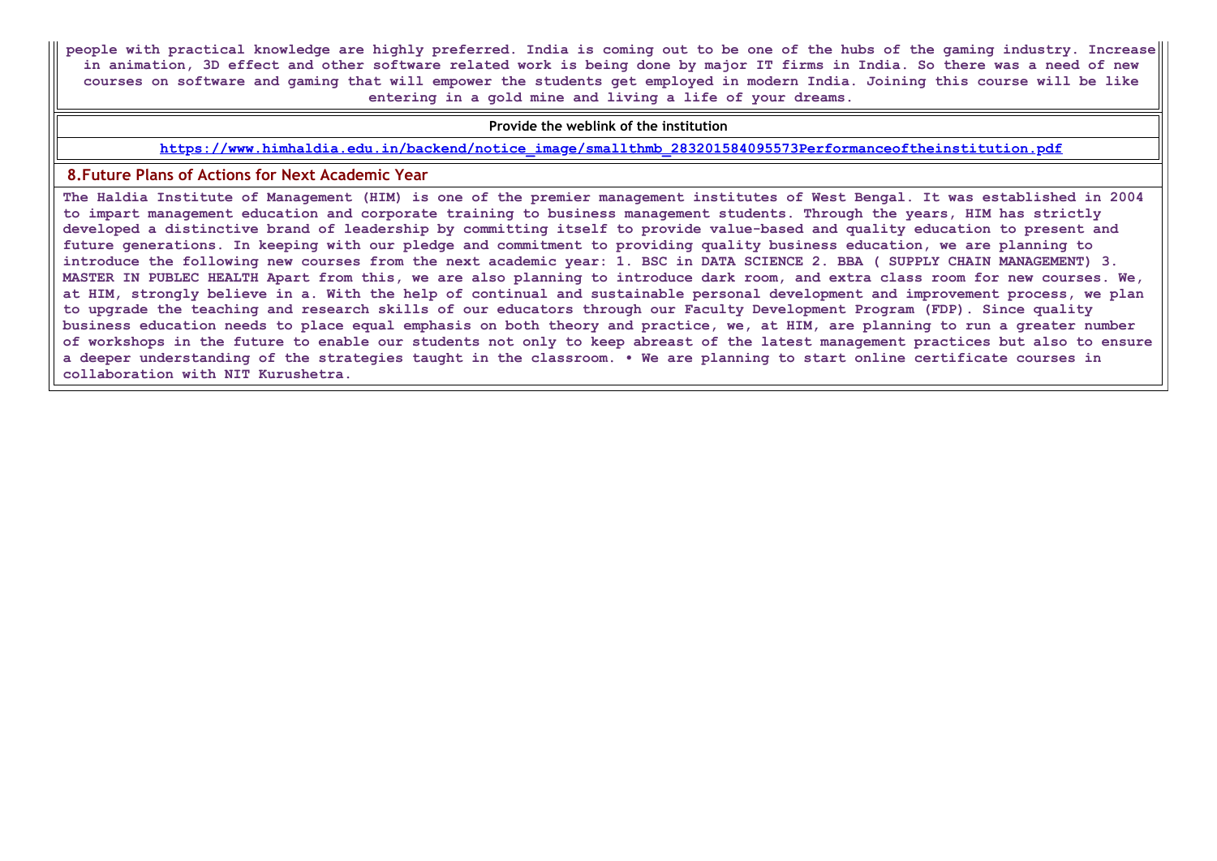people with practical knowledge are highly preferred. India is coming out to be one of the hubs of the gaming industry. Increase in animation, 3D effect and other software related work is being done by major IT firms in India. So there was a need of new courses on software and gaming that will empower the students get employed in modern India. Joining this course will be like entering in a gold mine and living a life of your dreams.

| Provide the weblink of the institution |
|---|
| https://www.himhaldia.edu.in/backend/notice_image/smallthmb_283201584095573Performanceoftheinstitution.pdf |

## 8.Future Plans of Actions for Next Academic Year

The Haldia Institute of Management (HIM) is one of the premier management institutes of West Bengal. It was established in 2004 to impart management education and corporate training to business management students. Through the years, HIM has strictly developed a distinctive brand of leadership by committing itself to provide value-based and quality education to present and future generations. In keeping with our pledge and commitment to providing quality business education, we are planning to introduce the following new courses from the next academic year: 1. BSC in DATA SCIENCE 2. BBA ( SUPPLY CHAIN MANAGEMENT) 3. MASTER IN PUBLEC HEALTH Apart from this, we are also planning to introduce dark room, and extra class room for new courses. We, at HIM, strongly believe in a. With the help of continual and sustainable personal development and improvement process, we plan to upgrade the teaching and research skills of our educators through our Faculty Development Program (FDP). Since quality business education needs to place equal emphasis on both theory and practice, we, at HIM, are planning to run a greater number of workshops in the future to enable our students not only to keep abreast of the latest management practices but also to ensure a deeper understanding of the strategies taught in the classroom. • We are planning to start online certificate courses in collaboration with NIT Kurushetra.